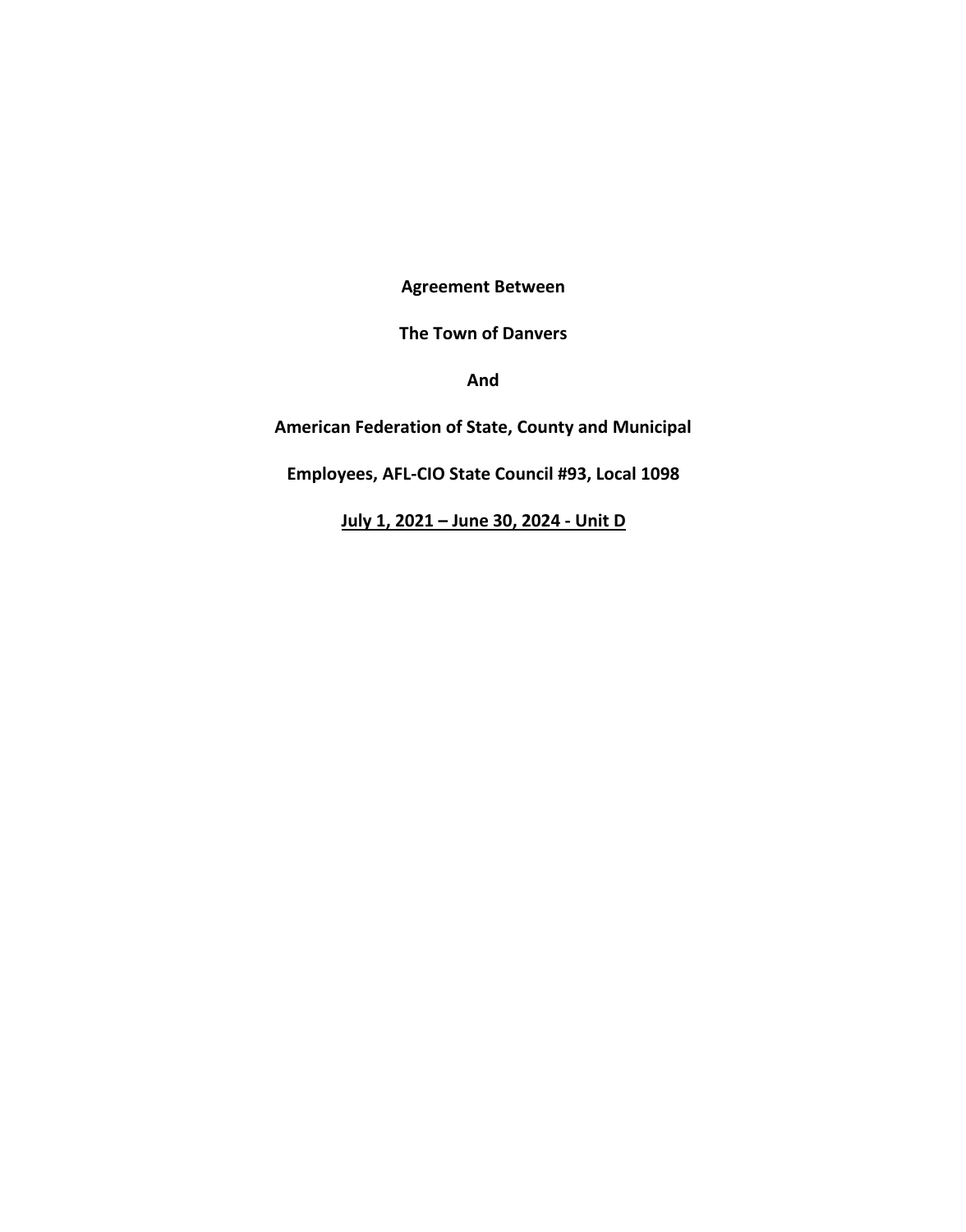**Agreement Between**

**The Town of Danvers**

**And**

**American Federation of State, County and Municipal**

**Employees, AFL-CIO State Council #93, Local 1098**

**<u>July 1, 2021 – June 30, 2024 - Unit D</u>**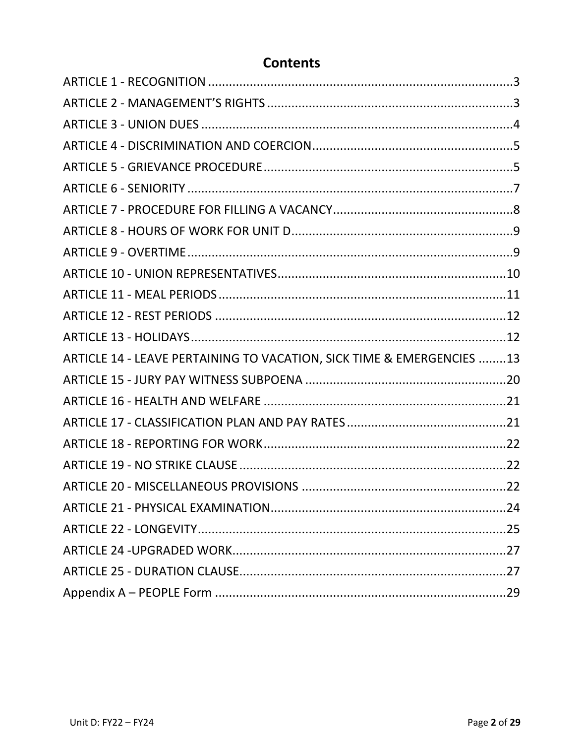# Contents

ARTICLE 1 - RECOGNITION ........................................................................................3
ARTICLE 2 - MANAGEMENT'S RIGHTS .......................................................................3
ARTICLE 3 - UNION DUES ..........................................................................................4
ARTICLE 4 - DISCRIMINATION AND COERCION..........................................................5
ARTICLE 5 - GRIEVANCE PROCEDURE ........................................................................5
ARTICLE 6 - SENIORITY ..............................................................................................7
ARTICLE 7 - PROCEDURE FOR FILLING A VACANCY....................................................8
ARTICLE 8 - HOURS OF WORK FOR UNIT D ................................................................9
ARTICLE 9 - OVERTIME ..............................................................................................9
ARTICLE 10 - UNION REPRESENTATIVES..................................................................10
ARTICLE 11 - MEAL PERIODS ...................................................................................11
ARTICLE 12 - REST PERIODS .....................................................................................12
ARTICLE 13 - HOLIDAYS............................................................................................12
ARTICLE 14 - LEAVE PERTAINING TO VACATION, SICK TIME & EMERGENCIES ........13
ARTICLE 15 - JURY PAY WITNESS SUBPOENA ...........................................................20
ARTICLE 16 - HEALTH AND WELFARE .......................................................................21
ARTICLE 17 - CLASSIFICATION PLAN AND PAY RATES ..............................................21
ARTICLE 18 - REPORTING FOR WORK.......................................................................22
ARTICLE 19 - NO STRIKE CLAUSE .............................................................................22
ARTICLE 20 - MISCELLANEOUS PROVISIONS ...........................................................22
ARTICLE 21 - PHYSICAL EXAMINATION....................................................................24
ARTICLE 22 - LONGEVITY..........................................................................................25
ARTICLE 24 -UPGRADED WORK...............................................................................27
ARTICLE 25 - DURATION CLAUSE..............................................................................27
Appendix A – PEOPLE Form .....................................................................................29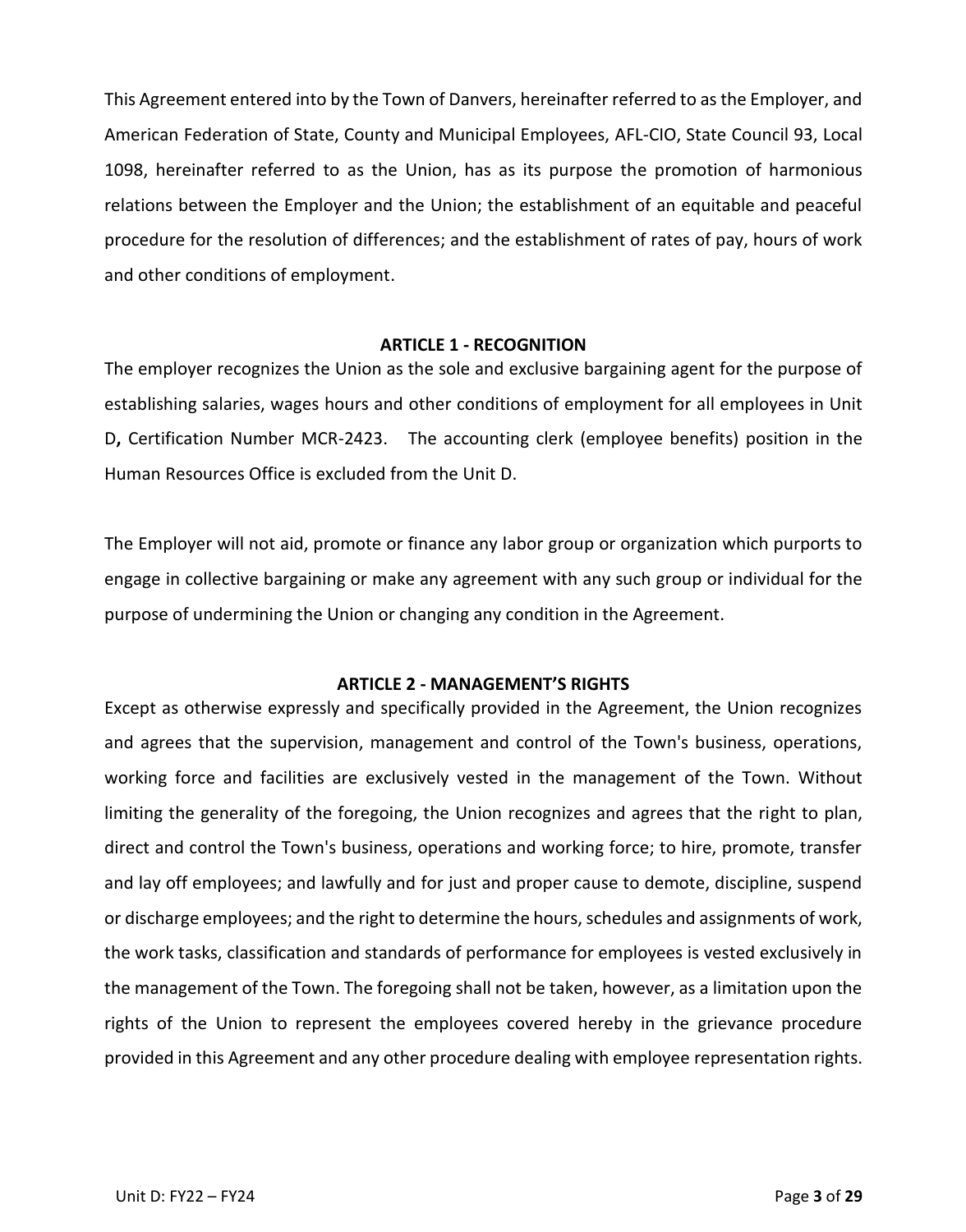This Agreement entered into by the Town of Danvers, hereinafter referred to as the Employer, and American Federation of State, County and Municipal Employees, AFL-CIO, State Council 93, Local 1098, hereinafter referred to as the Union, has as its purpose the promotion of harmonious relations between the Employer and the Union; the establishment of an equitable and peaceful procedure for the resolution of differences; and the establishment of rates of pay, hours of work and other conditions of employment.

## ARTICLE 1 - RECOGNITION

The employer recognizes the Union as the sole and exclusive bargaining agent for the purpose of establishing salaries, wages hours and other conditions of employment for all employees in Unit D**,** Certification Number MCR-2423. The accounting clerk (employee benefits) position in the Human Resources Office is excluded from the Unit D.

The Employer will not aid, promote or finance any labor group or organization which purports to engage in collective bargaining or make any agreement with any such group or individual for the purpose of undermining the Union or changing any condition in the Agreement.

## ARTICLE 2 - MANAGEMENT'S RIGHTS

Except as otherwise expressly and specifically provided in the Agreement, the Union recognizes and agrees that the supervision, management and control of the Town's business, operations, working force and facilities are exclusively vested in the management of the Town. Without limiting the generality of the foregoing, the Union recognizes and agrees that the right to plan, direct and control the Town's business, operations and working force; to hire, promote, transfer and lay off employees; and lawfully and for just and proper cause to demote, discipline, suspend or discharge employees; and the right to determine the hours, schedules and assignments of work, the work tasks, classification and standards of performance for employees is vested exclusively in the management of the Town. The foregoing shall not be taken, however, as a limitation upon the rights of the Union to represent the employees covered hereby in the grievance procedure provided in this Agreement and any other procedure dealing with employee representation rights.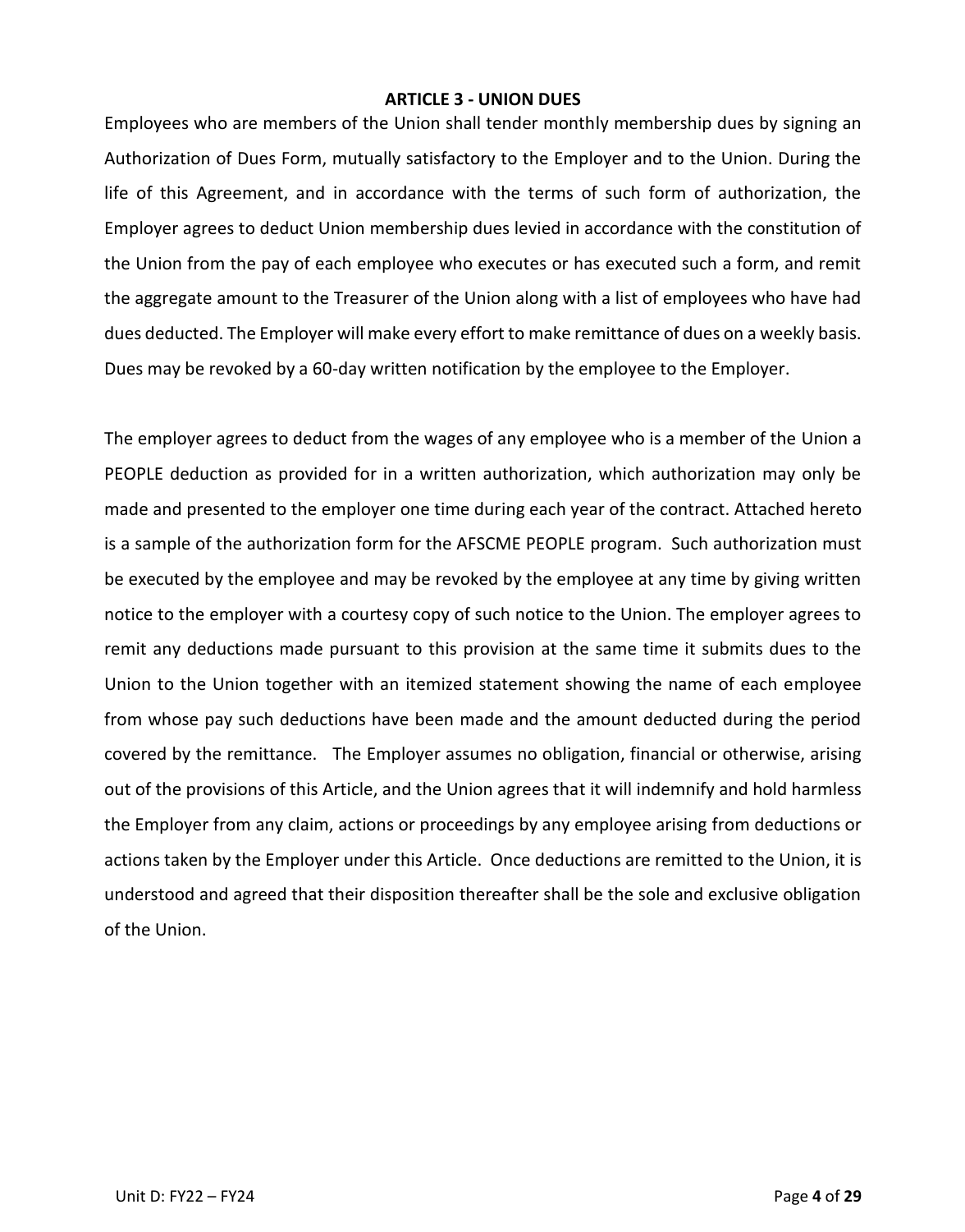## ARTICLE 3 - UNION DUES

Employees who are members of the Union shall tender monthly membership dues by signing an Authorization of Dues Form, mutually satisfactory to the Employer and to the Union. During the life of this Agreement, and in accordance with the terms of such form of authorization, the Employer agrees to deduct Union membership dues levied in accordance with the constitution of the Union from the pay of each employee who executes or has executed such a form, and remit the aggregate amount to the Treasurer of the Union along with a list of employees who have had dues deducted. The Employer will make every effort to make remittance of dues on a weekly basis. Dues may be revoked by a 60-day written notification by the employee to the Employer.

The employer agrees to deduct from the wages of any employee who is a member of the Union a PEOPLE deduction as provided for in a written authorization, which authorization may only be made and presented to the employer one time during each year of the contract. Attached hereto is a sample of the authorization form for the AFSCME PEOPLE program. Such authorization must be executed by the employee and may be revoked by the employee at any time by giving written notice to the employer with a courtesy copy of such notice to the Union. The employer agrees to remit any deductions made pursuant to this provision at the same time it submits dues to the Union to the Union together with an itemized statement showing the name of each employee from whose pay such deductions have been made and the amount deducted during the period covered by the remittance. The Employer assumes no obligation, financial or otherwise, arising out of the provisions of this Article, and the Union agrees that it will indemnify and hold harmless the Employer from any claim, actions or proceedings by any employee arising from deductions or actions taken by the Employer under this Article. Once deductions are remitted to the Union, it is understood and agreed that their disposition thereafter shall be the sole and exclusive obligation of the Union.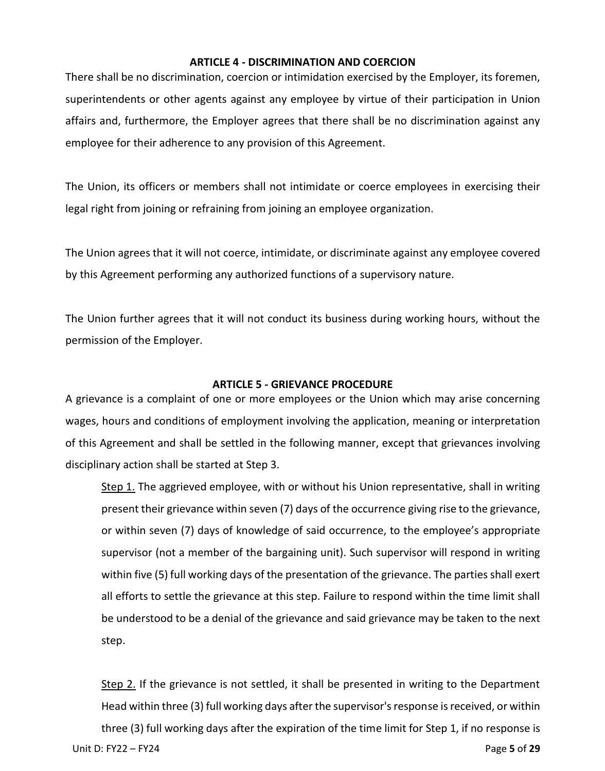## ARTICLE 4 - DISCRIMINATION AND COERCION

There shall be no discrimination, coercion or intimidation exercised by the Employer, its foremen, superintendents or other agents against any employee by virtue of their participation in Union affairs and, furthermore, the Employer agrees that there shall be no discrimination against any employee for their adherence to any provision of this Agreement.

The Union, its officers or members shall not intimidate or coerce employees in exercising their legal right from joining or refraining from joining an employee organization.

The Union agrees that it will not coerce, intimidate, or discriminate against any employee covered by this Agreement performing any authorized functions of a supervisory nature.

The Union further agrees that it will not conduct its business during working hours, without the permission of the Employer.

## ARTICLE 5 - GRIEVANCE PROCEDURE

A grievance is a complaint of one or more employees or the Union which may arise concerning wages, hours and conditions of employment involving the application, meaning or interpretation of this Agreement and shall be settled in the following manner, except that grievances involving disciplinary action shall be started at Step 3.

<u>Step 1.</u> The aggrieved employee, with or without his Union representative, shall in writing present their grievance within seven (7) days of the occurrence giving rise to the grievance, or within seven (7) days of knowledge of said occurrence, to the employee's appropriate supervisor (not a member of the bargaining unit). Such supervisor will respond in writing within five (5) full working days of the presentation of the grievance. The parties shall exert all efforts to settle the grievance at this step. Failure to respond within the time limit shall be understood to be a denial of the grievance and said grievance may be taken to the next step.

<u>Step 2.</u> If the grievance is not settled, it shall be presented in writing to the Department Head within three (3) full working days after the supervisor's response is received, or within three (3) full working days after the expiration of the time limit for Step 1, if no response is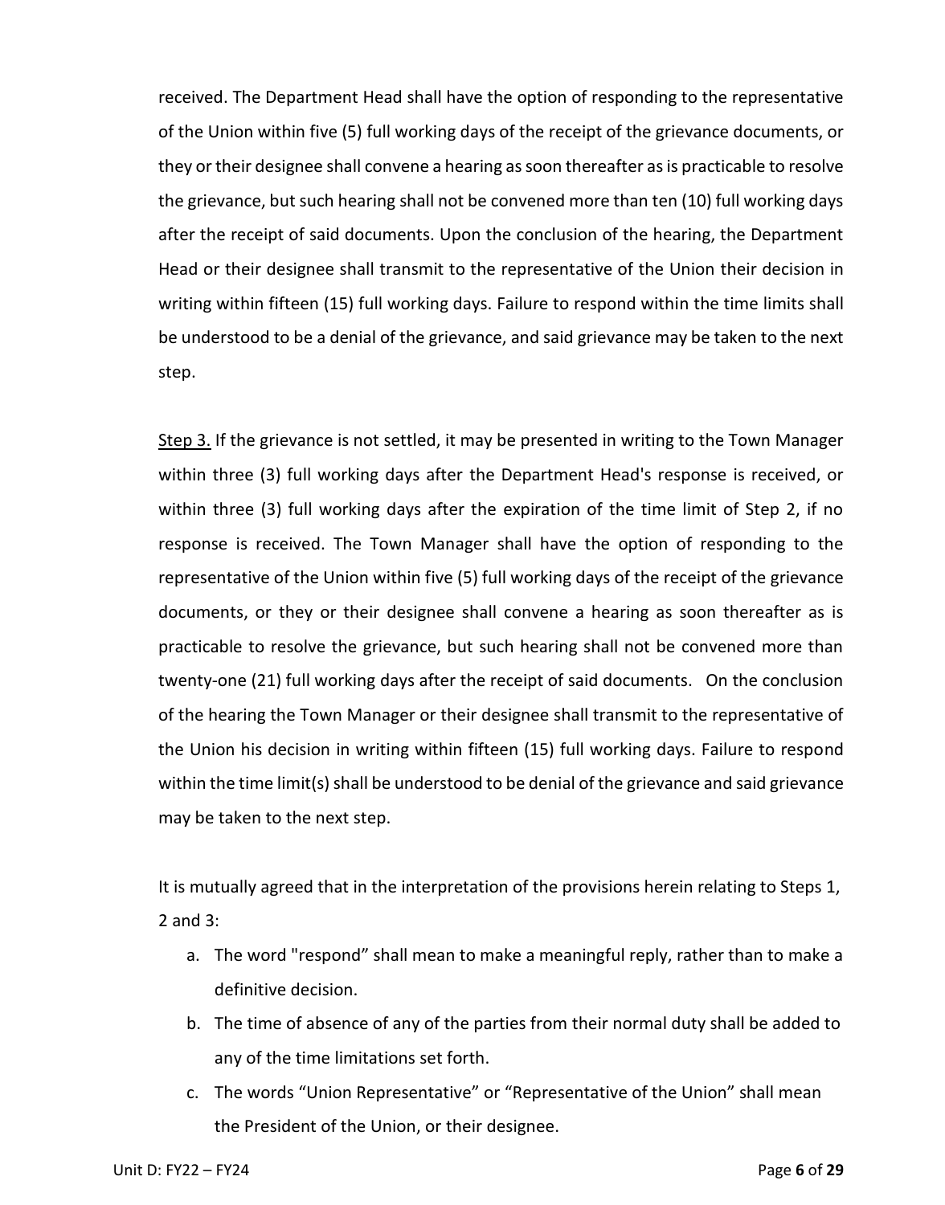received. The Department Head shall have the option of responding to the representative of the Union within five (5) full working days of the receipt of the grievance documents, or they or their designee shall convene a hearing as soon thereafter as is practicable to resolve the grievance, but such hearing shall not be convened more than ten (10) full working days after the receipt of said documents. Upon the conclusion of the hearing, the Department Head or their designee shall transmit to the representative of the Union their decision in writing within fifteen (15) full working days. Failure to respond within the time limits shall be understood to be a denial of the grievance, and said grievance may be taken to the next step.

<u>Step 3.</u> If the grievance is not settled, it may be presented in writing to the Town Manager within three (3) full working days after the Department Head's response is received, or within three (3) full working days after the expiration of the time limit of Step 2, if no response is received. The Town Manager shall have the option of responding to the representative of the Union within five (5) full working days of the receipt of the grievance documents, or they or their designee shall convene a hearing as soon thereafter as is practicable to resolve the grievance, but such hearing shall not be convened more than twenty-one (21) full working days after the receipt of said documents. On the conclusion of the hearing the Town Manager or their designee shall transmit to the representative of the Union his decision in writing within fifteen (15) full working days. Failure to respond within the time limit(s) shall be understood to be denial of the grievance and said grievance may be taken to the next step.

It is mutually agreed that in the interpretation of the provisions herein relating to Steps 1, 2 and 3:

a. The word "respond" shall mean to make a meaningful reply, rather than to make a definitive decision.
b. The time of absence of any of the parties from their normal duty shall be added to any of the time limitations set forth.
c. The words "Union Representative" or "Representative of the Union" shall mean the President of the Union, or their designee.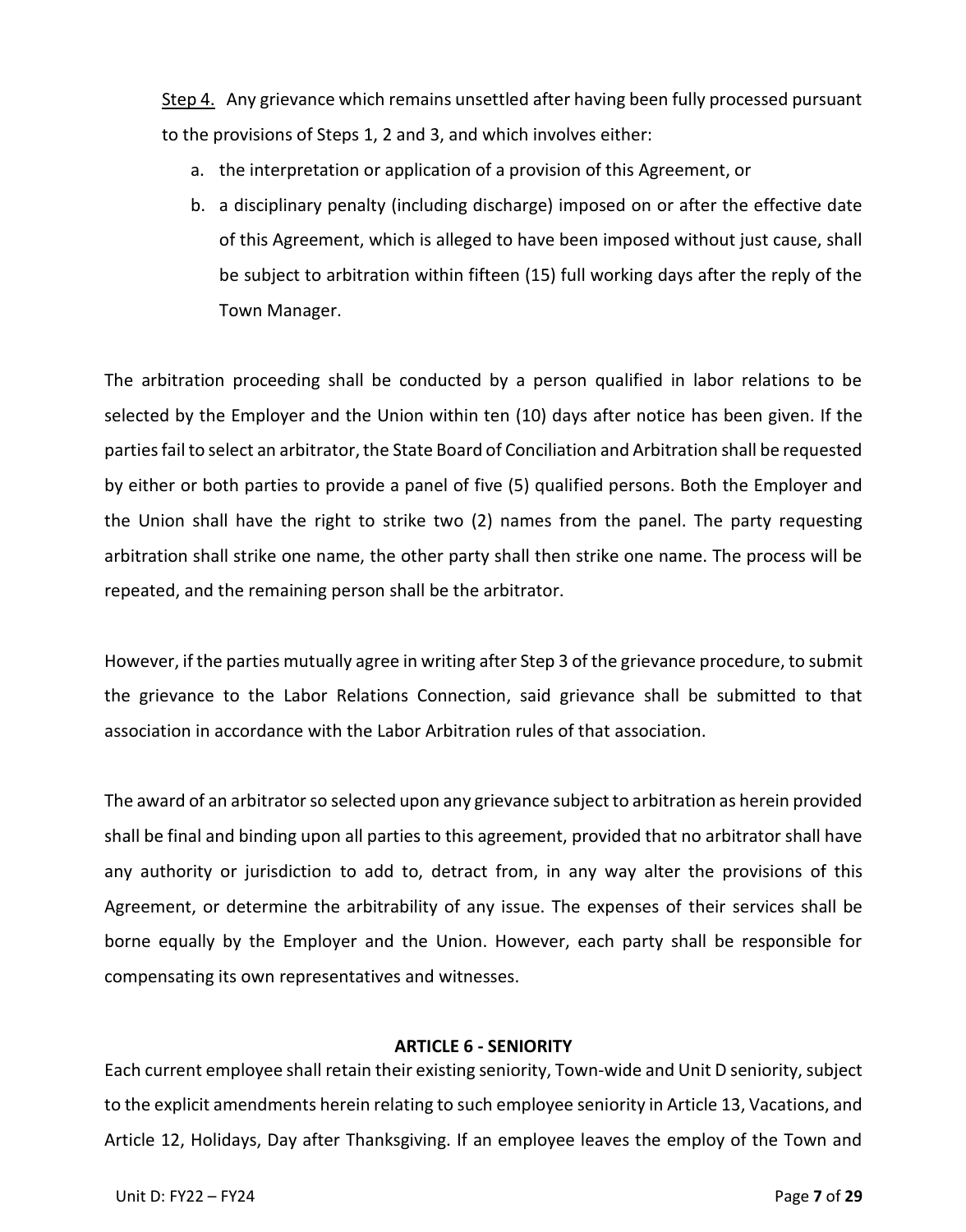Step 4. Any grievance which remains unsettled after having been fully processed pursuant to the provisions of Steps 1, 2 and 3, and which involves either:

a. the interpretation or application of a provision of this Agreement, or
b. a disciplinary penalty (including discharge) imposed on or after the effective date of this Agreement, which is alleged to have been imposed without just cause, shall be subject to arbitration within fifteen (15) full working days after the reply of the Town Manager.

The arbitration proceeding shall be conducted by a person qualified in labor relations to be selected by the Employer and the Union within ten (10) days after notice has been given. If the parties fail to select an arbitrator, the State Board of Conciliation and Arbitration shall be requested by either or both parties to provide a panel of five (5) qualified persons. Both the Employer and the Union shall have the right to strike two (2) names from the panel. The party requesting arbitration shall strike one name, the other party shall then strike one name. The process will be repeated, and the remaining person shall be the arbitrator.

However, if the parties mutually agree in writing after Step 3 of the grievance procedure, to submit the grievance to the Labor Relations Connection, said grievance shall be submitted to that association in accordance with the Labor Arbitration rules of that association.

The award of an arbitrator so selected upon any grievance subject to arbitration as herein provided shall be final and binding upon all parties to this agreement, provided that no arbitrator shall have any authority or jurisdiction to add to, detract from, in any way alter the provisions of this Agreement, or determine the arbitrability of any issue. The expenses of their services shall be borne equally by the Employer and the Union. However, each party shall be responsible for compensating its own representatives and witnesses.

## ARTICLE 6 - SENIORITY

Each current employee shall retain their existing seniority, Town-wide and Unit D seniority, subject to the explicit amendments herein relating to such employee seniority in Article 13, Vacations, and Article 12, Holidays, Day after Thanksgiving. If an employee leaves the employ of the Town and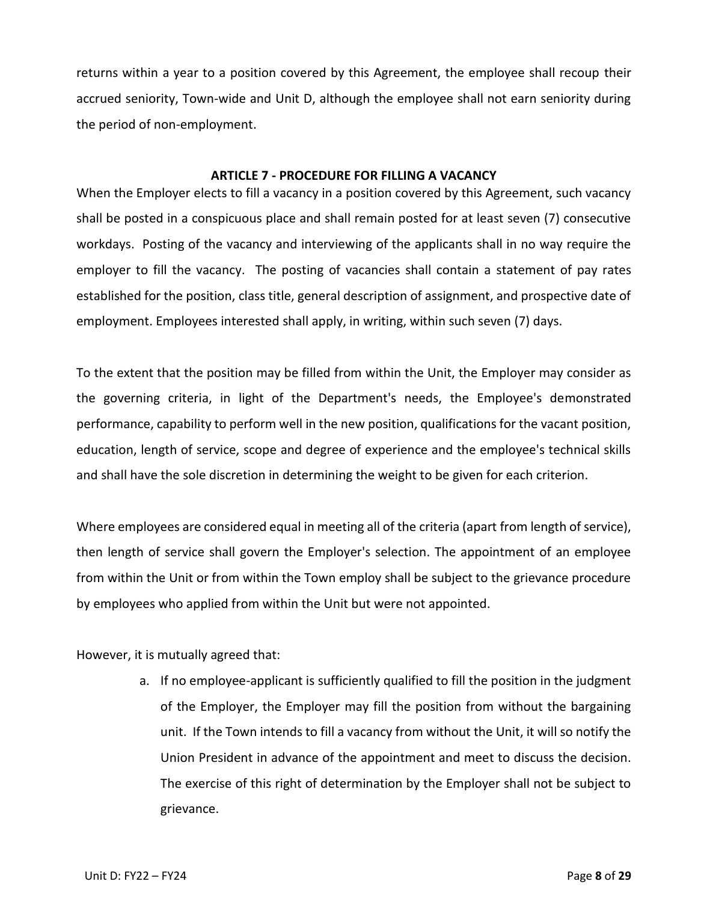returns within a year to a position covered by this Agreement, the employee shall recoup their accrued seniority, Town-wide and Unit D, although the employee shall not earn seniority during the period of non-employment.

## ARTICLE 7 - PROCEDURE FOR FILLING A VACANCY

When the Employer elects to fill a vacancy in a position covered by this Agreement, such vacancy shall be posted in a conspicuous place and shall remain posted for at least seven (7) consecutive workdays. Posting of the vacancy and interviewing of the applicants shall in no way require the employer to fill the vacancy. The posting of vacancies shall contain a statement of pay rates established for the position, class title, general description of assignment, and prospective date of employment. Employees interested shall apply, in writing, within such seven (7) days.

To the extent that the position may be filled from within the Unit, the Employer may consider as the governing criteria, in light of the Department's needs, the Employee's demonstrated performance, capability to perform well in the new position, qualifications for the vacant position, education, length of service, scope and degree of experience and the employee's technical skills and shall have the sole discretion in determining the weight to be given for each criterion.

Where employees are considered equal in meeting all of the criteria (apart from length of service), then length of service shall govern the Employer's selection. The appointment of an employee from within the Unit or from within the Town employ shall be subject to the grievance procedure by employees who applied from within the Unit but were not appointed.

However, it is mutually agreed that:

a. If no employee-applicant is sufficiently qualified to fill the position in the judgment of the Employer, the Employer may fill the position from without the bargaining unit. If the Town intends to fill a vacancy from without the Unit, it will so notify the Union President in advance of the appointment and meet to discuss the decision. The exercise of this right of determination by the Employer shall not be subject to grievance.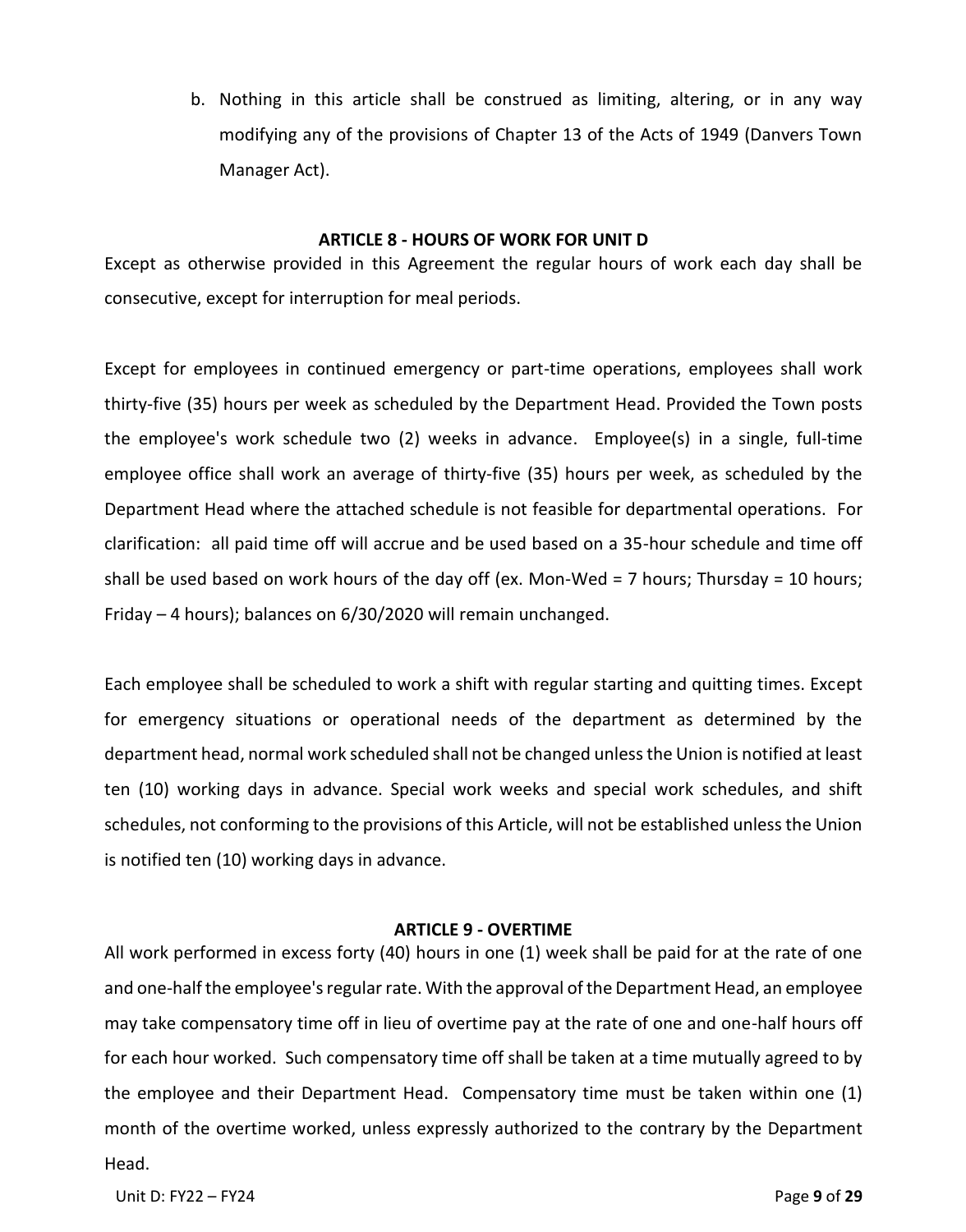b. Nothing in this article shall be construed as limiting, altering, or in any way modifying any of the provisions of Chapter 13 of the Acts of 1949 (Danvers Town Manager Act).

## ARTICLE 8 - HOURS OF WORK FOR UNIT D

Except as otherwise provided in this Agreement the regular hours of work each day shall be consecutive, except for interruption for meal periods.

Except for employees in continued emergency or part-time operations, employees shall work thirty-five (35) hours per week as scheduled by the Department Head. Provided the Town posts the employee's work schedule two (2) weeks in advance. Employee(s) in a single, full-time employee office shall work an average of thirty-five (35) hours per week, as scheduled by the Department Head where the attached schedule is not feasible for departmental operations. For clarification: all paid time off will accrue and be used based on a 35-hour schedule and time off shall be used based on work hours of the day off (ex. Mon-Wed = 7 hours; Thursday = 10 hours; Friday – 4 hours); balances on 6/30/2020 will remain unchanged.

Each employee shall be scheduled to work a shift with regular starting and quitting times. Except for emergency situations or operational needs of the department as determined by the department head, normal work scheduled shall not be changed unless the Union is notified at least ten (10) working days in advance. Special work weeks and special work schedules, and shift schedules, not conforming to the provisions of this Article, will not be established unless the Union is notified ten (10) working days in advance.

## ARTICLE 9 - OVERTIME

All work performed in excess forty (40) hours in one (1) week shall be paid for at the rate of one and one-half the employee's regular rate. With the approval of the Department Head, an employee may take compensatory time off in lieu of overtime pay at the rate of one and one-half hours off for each hour worked. Such compensatory time off shall be taken at a time mutually agreed to by the employee and their Department Head. Compensatory time must be taken within one (1) month of the overtime worked, unless expressly authorized to the contrary by the Department Head.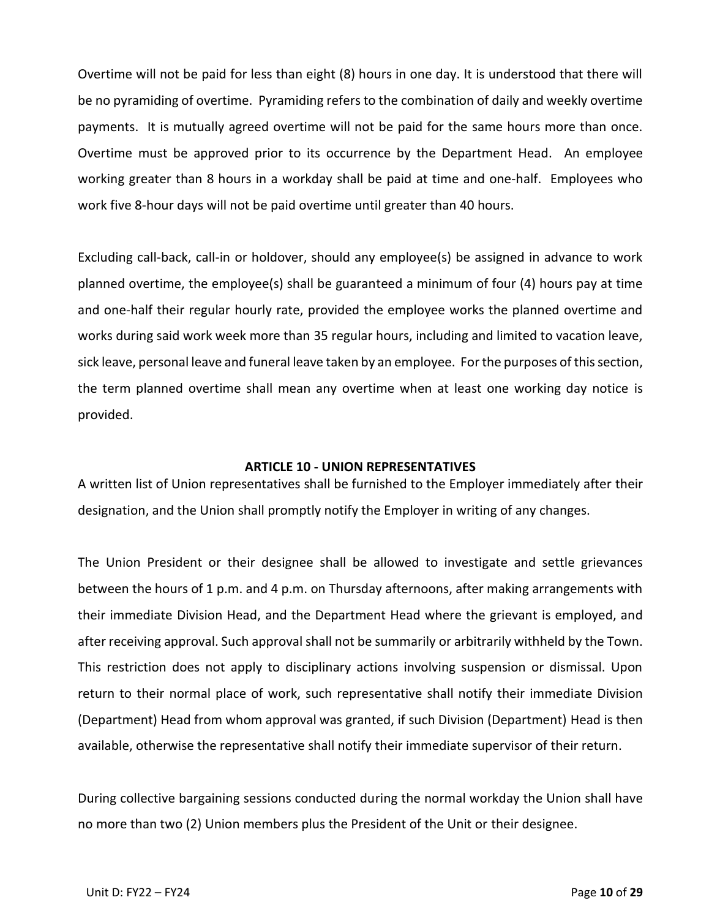Overtime will not be paid for less than eight (8) hours in one day. It is understood that there will be no pyramiding of overtime. Pyramiding refers to the combination of daily and weekly overtime payments. It is mutually agreed overtime will not be paid for the same hours more than once. Overtime must be approved prior to its occurrence by the Department Head. An employee working greater than 8 hours in a workday shall be paid at time and one-half. Employees who work five 8-hour days will not be paid overtime until greater than 40 hours.

Excluding call-back, call-in or holdover, should any employee(s) be assigned in advance to work planned overtime, the employee(s) shall be guaranteed a minimum of four (4) hours pay at time and one-half their regular hourly rate, provided the employee works the planned overtime and works during said work week more than 35 regular hours, including and limited to vacation leave, sick leave, personal leave and funeral leave taken by an employee. For the purposes of this section, the term planned overtime shall mean any overtime when at least one working day notice is provided.

## ARTICLE 10 - UNION REPRESENTATIVES

A written list of Union representatives shall be furnished to the Employer immediately after their designation, and the Union shall promptly notify the Employer in writing of any changes.

The Union President or their designee shall be allowed to investigate and settle grievances between the hours of 1 p.m. and 4 p.m. on Thursday afternoons, after making arrangements with their immediate Division Head, and the Department Head where the grievant is employed, and after receiving approval. Such approval shall not be summarily or arbitrarily withheld by the Town. This restriction does not apply to disciplinary actions involving suspension or dismissal. Upon return to their normal place of work, such representative shall notify their immediate Division (Department) Head from whom approval was granted, if such Division (Department) Head is then available, otherwise the representative shall notify their immediate supervisor of their return.

During collective bargaining sessions conducted during the normal workday the Union shall have no more than two (2) Union members plus the President of the Unit or their designee.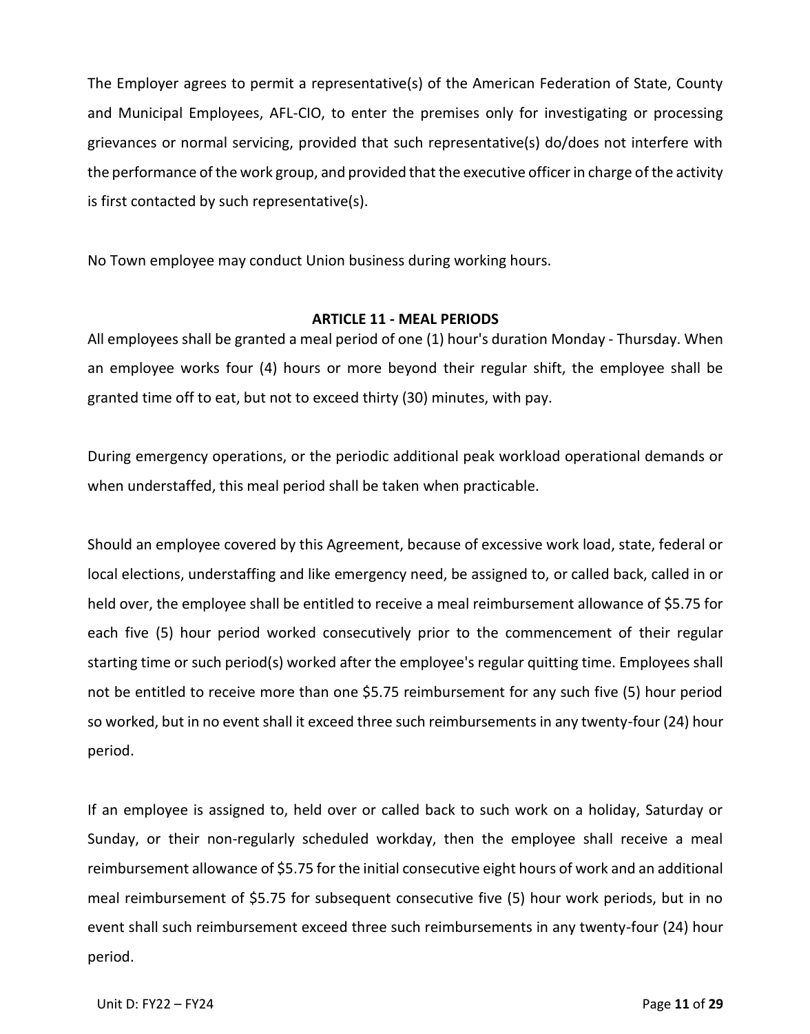The Employer agrees to permit a representative(s) of the American Federation of State, County and Municipal Employees, AFL-CIO, to enter the premises only for investigating or processing grievances or normal servicing, provided that such representative(s) do/does not interfere with the performance of the work group, and provided that the executive officer in charge of the activity is first contacted by such representative(s).

No Town employee may conduct Union business during working hours.

## ARTICLE 11 - MEAL PERIODS

All employees shall be granted a meal period of one (1) hour's duration Monday - Thursday. When an employee works four (4) hours or more beyond their regular shift, the employee shall be granted time off to eat, but not to exceed thirty (30) minutes, with pay.

During emergency operations, or the periodic additional peak workload operational demands or when understaffed, this meal period shall be taken when practicable.

Should an employee covered by this Agreement, because of excessive work load, state, federal or local elections, understaffing and like emergency need, be assigned to, or called back, called in or held over, the employee shall be entitled to receive a meal reimbursement allowance of $5.75 for each five (5) hour period worked consecutively prior to the commencement of their regular starting time or such period(s) worked after the employee's regular quitting time. Employees shall not be entitled to receive more than one $5.75 reimbursement for any such five (5) hour period so worked, but in no event shall it exceed three such reimbursements in any twenty-four (24) hour period.

If an employee is assigned to, held over or called back to such work on a holiday, Saturday or Sunday, or their non-regularly scheduled workday, then the employee shall receive a meal reimbursement allowance of $5.75 for the initial consecutive eight hours of work and an additional meal reimbursement of $5.75 for subsequent consecutive five (5) hour work periods, but in no event shall such reimbursement exceed three such reimbursements in any twenty-four (24) hour period.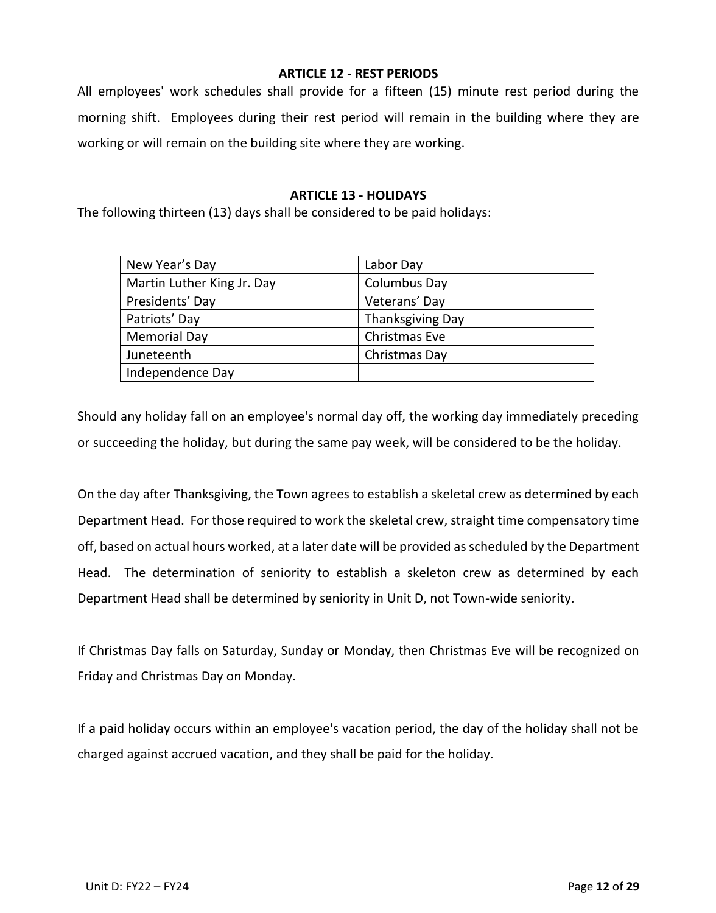## ARTICLE 12 - REST PERIODS

All employees' work schedules shall provide for a fifteen (15) minute rest period during the morning shift. Employees during their rest period will remain in the building where they are working or will remain on the building site where they are working.

## ARTICLE 13 - HOLIDAYS

The following thirteen (13) days shall be considered to be paid holidays:

| | |
|---|---|
| New Year's Day | Labor Day |
| Martin Luther King Jr. Day | Columbus Day |
| Presidents' Day | Veterans' Day |
| Patriots' Day | Thanksgiving Day |
| Memorial Day | Christmas Eve |
| Juneteenth | Christmas Day |
| Independence Day | |

Should any holiday fall on an employee's normal day off, the working day immediately preceding or succeeding the holiday, but during the same pay week, will be considered to be the holiday.

On the day after Thanksgiving, the Town agrees to establish a skeletal crew as determined by each Department Head. For those required to work the skeletal crew, straight time compensatory time off, based on actual hours worked, at a later date will be provided as scheduled by the Department Head. The determination of seniority to establish a skeleton crew as determined by each Department Head shall be determined by seniority in Unit D, not Town-wide seniority.

If Christmas Day falls on Saturday, Sunday or Monday, then Christmas Eve will be recognized on Friday and Christmas Day on Monday.

If a paid holiday occurs within an employee's vacation period, the day of the holiday shall not be charged against accrued vacation, and they shall be paid for the holiday.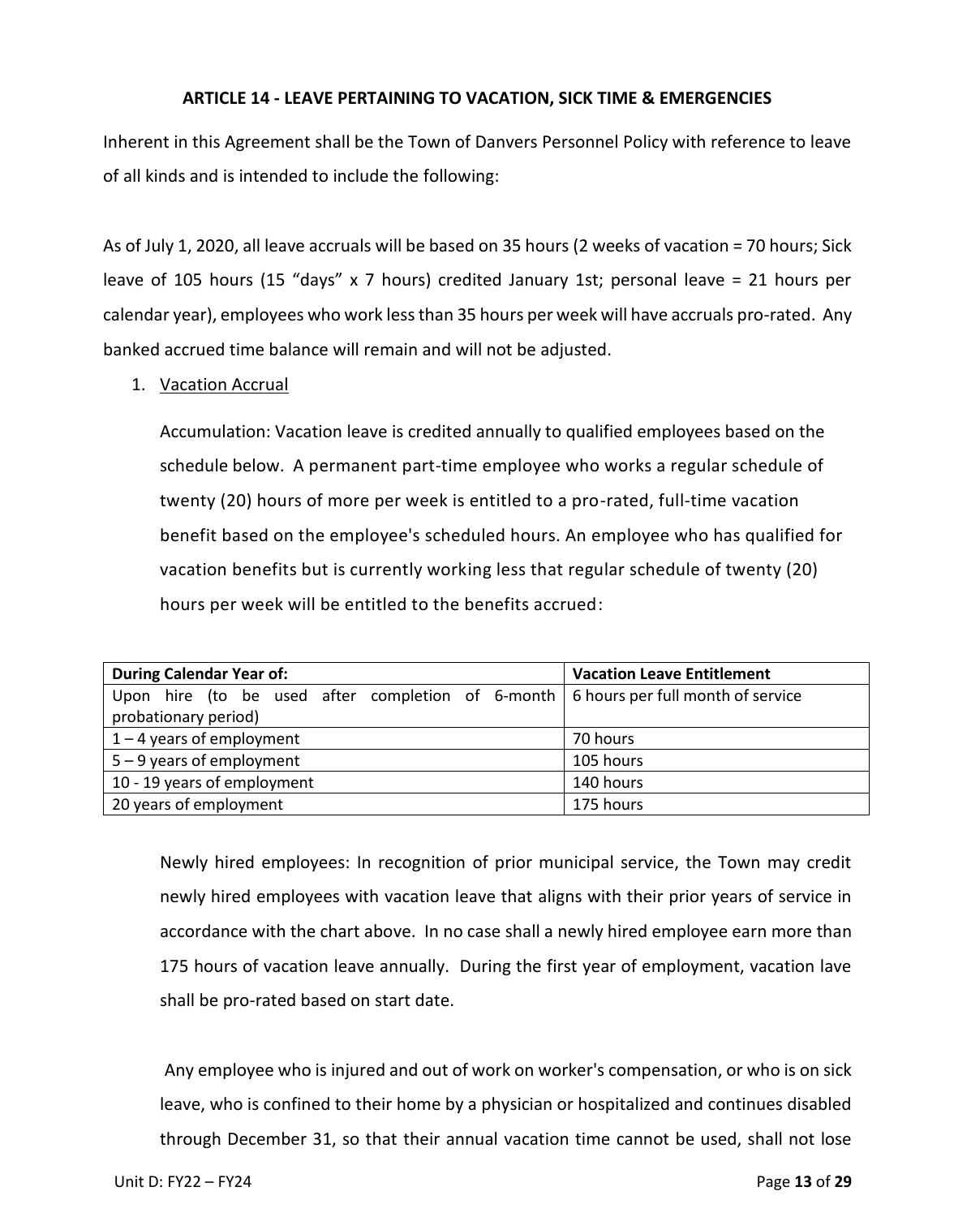## ARTICLE 14 - LEAVE PERTAINING TO VACATION, SICK TIME & EMERGENCIES

Inherent in this Agreement shall be the Town of Danvers Personnel Policy with reference to leave of all kinds and is intended to include the following:

As of July 1, 2020, all leave accruals will be based on 35 hours (2 weeks of vacation = 70 hours; Sick leave of 105 hours (15 "days" x 7 hours) credited January 1st; personal leave = 21 hours per calendar year), employees who work less than 35 hours per week will have accruals pro-rated. Any banked accrued time balance will remain and will not be adjusted.

1. Vacation Accrual

   Accumulation: Vacation leave is credited annually to qualified employees based on the schedule below. A permanent part-time employee who works a regular schedule of twenty (20) hours of more per week is entitled to a pro-rated, full-time vacation benefit based on the employee's scheduled hours. An employee who has qualified for vacation benefits but is currently working less that regular schedule of twenty (20) hours per week will be entitled to the benefits accrued:

| During Calendar Year of: | Vacation Leave Entitlement |
|---|---|
| Upon hire (to be used after completion of 6-month probationary period) | 6 hours per full month of service |
| 1 – 4 years of employment | 70 hours |
| 5 – 9 years of employment | 105 hours |
| 10 - 19 years of employment | 140 hours |
| 20 years of employment | 175 hours |

   Newly hired employees: In recognition of prior municipal service, the Town may credit newly hired employees with vacation leave that aligns with their prior years of service in accordance with the chart above. In no case shall a newly hired employee earn more than 175 hours of vacation leave annually. During the first year of employment, vacation lave shall be pro-rated based on start date.

   Any employee who is injured and out of work on worker's compensation, or who is on sick leave, who is confined to their home by a physician or hospitalized and continues disabled through December 31, so that their annual vacation time cannot be used, shall not lose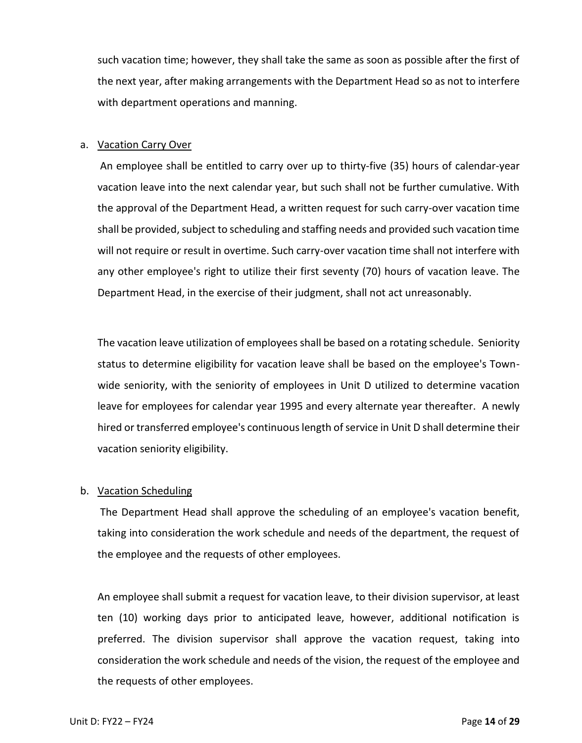such vacation time; however, they shall take the same as soon as possible after the first of the next year, after making arrangements with the Department Head so as not to interfere with department operations and manning.

a. <u>Vacation Carry Over</u>

An employee shall be entitled to carry over up to thirty-five (35) hours of calendar-year vacation leave into the next calendar year, but such shall not be further cumulative. With the approval of the Department Head, a written request for such carry-over vacation time shall be provided, subject to scheduling and staffing needs and provided such vacation time will not require or result in overtime. Such carry-over vacation time shall not interfere with any other employee's right to utilize their first seventy (70) hours of vacation leave. The Department Head, in the exercise of their judgment, shall not act unreasonably.

The vacation leave utilization of employees shall be based on a rotating schedule. Seniority status to determine eligibility for vacation leave shall be based on the employee's Town-wide seniority, with the seniority of employees in Unit D utilized to determine vacation leave for employees for calendar year 1995 and every alternate year thereafter. A newly hired or transferred employee's continuous length of service in Unit D shall determine their vacation seniority eligibility.

b. <u>Vacation Scheduling</u>

The Department Head shall approve the scheduling of an employee's vacation benefit, taking into consideration the work schedule and needs of the department, the request of the employee and the requests of other employees.

An employee shall submit a request for vacation leave, to their division supervisor, at least ten (10) working days prior to anticipated leave, however, additional notification is preferred. The division supervisor shall approve the vacation request, taking into consideration the work schedule and needs of the vision, the request of the employee and the requests of other employees.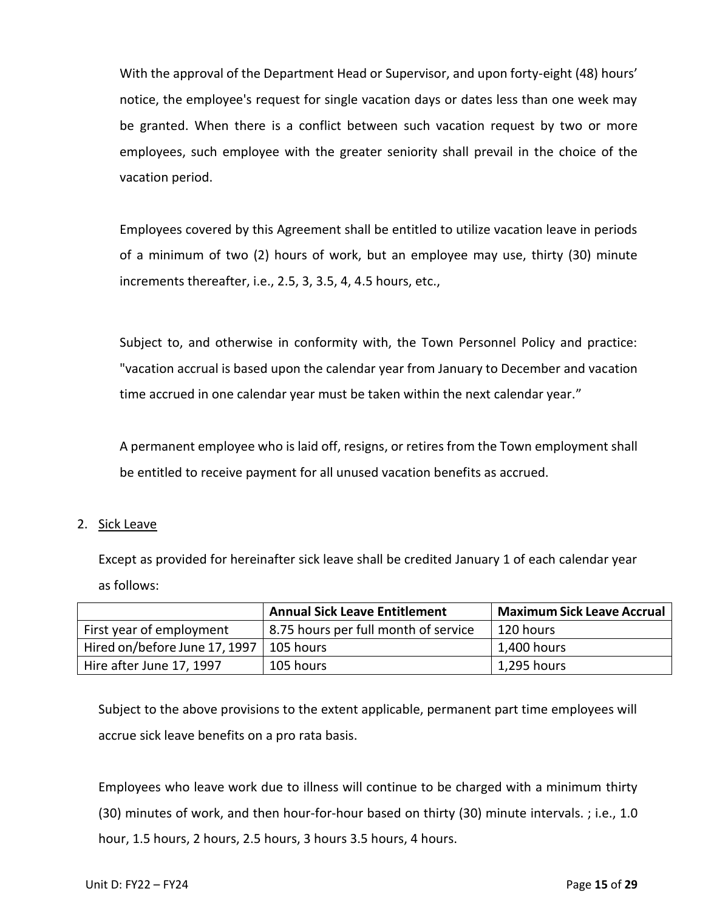With the approval of the Department Head or Supervisor, and upon forty-eight (48) hours' notice, the employee's request for single vacation days or dates less than one week may be granted. When there is a conflict between such vacation request by two or more employees, such employee with the greater seniority shall prevail in the choice of the vacation period.

Employees covered by this Agreement shall be entitled to utilize vacation leave in periods of a minimum of two (2) hours of work, but an employee may use, thirty (30) minute increments thereafter, i.e., 2.5, 3, 3.5, 4, 4.5 hours, etc.,

Subject to, and otherwise in conformity with, the Town Personnel Policy and practice: "vacation accrual is based upon the calendar year from January to December and vacation time accrued in one calendar year must be taken within the next calendar year."

A permanent employee who is laid off, resigns, or retires from the Town employment shall be entitled to receive payment for all unused vacation benefits as accrued.

2. Sick Leave

Except as provided for hereinafter sick leave shall be credited January 1 of each calendar year as follows:

| | **Annual Sick Leave Entitlement** | **Maximum Sick Leave Accrual** |
|---|---|---|
| First year of employment | 8.75 hours per full month of service | 120 hours |
| Hired on/before June 17, 1997 | 105 hours | 1,400 hours |
| Hire after June 17, 1997 | 105 hours | 1,295 hours |

Subject to the above provisions to the extent applicable, permanent part time employees will accrue sick leave benefits on a pro rata basis.

Employees who leave work due to illness will continue to be charged with a minimum thirty (30) minutes of work, and then hour-for-hour based on thirty (30) minute intervals. ; i.e., 1.0 hour, 1.5 hours, 2 hours, 2.5 hours, 3 hours 3.5 hours, 4 hours.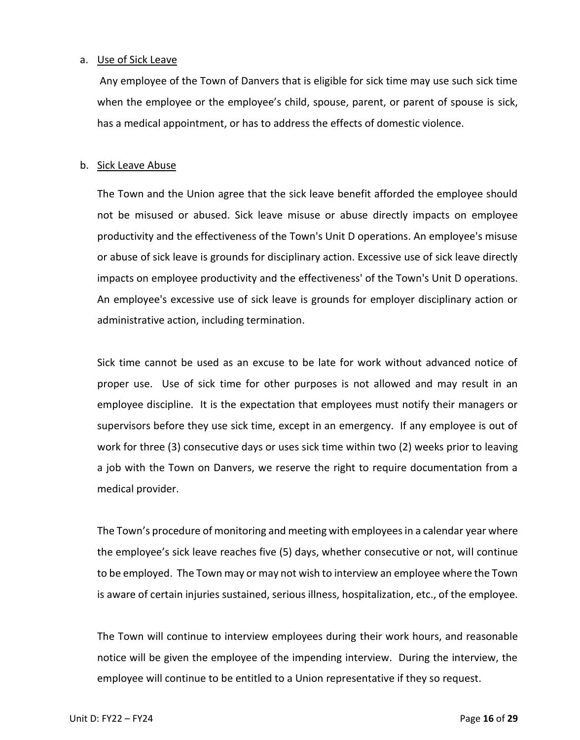a. Use of Sick Leave

Any employee of the Town of Danvers that is eligible for sick time may use such sick time when the employee or the employee's child, spouse, parent, or parent of spouse is sick, has a medical appointment, or has to address the effects of domestic violence.

b. Sick Leave Abuse

The Town and the Union agree that the sick leave benefit afforded the employee should not be misused or abused. Sick leave misuse or abuse directly impacts on employee productivity and the effectiveness of the Town's Unit D operations. An employee's misuse or abuse of sick leave is grounds for disciplinary action. Excessive use of sick leave directly impacts on employee productivity and the effectiveness' of the Town's Unit D operations. An employee's excessive use of sick leave is grounds for employer disciplinary action or administrative action, including termination.

Sick time cannot be used as an excuse to be late for work without advanced notice of proper use. Use of sick time for other purposes is not allowed and may result in an employee discipline. It is the expectation that employees must notify their managers or supervisors before they use sick time, except in an emergency. If any employee is out of work for three (3) consecutive days or uses sick time within two (2) weeks prior to leaving a job with the Town on Danvers, we reserve the right to require documentation from a medical provider.

The Town's procedure of monitoring and meeting with employees in a calendar year where the employee's sick leave reaches five (5) days, whether consecutive or not, will continue to be employed. The Town may or may not wish to interview an employee where the Town is aware of certain injuries sustained, serious illness, hospitalization, etc., of the employee.

The Town will continue to interview employees during their work hours, and reasonable notice will be given the employee of the impending interview. During the interview, the employee will continue to be entitled to a Union representative if they so request.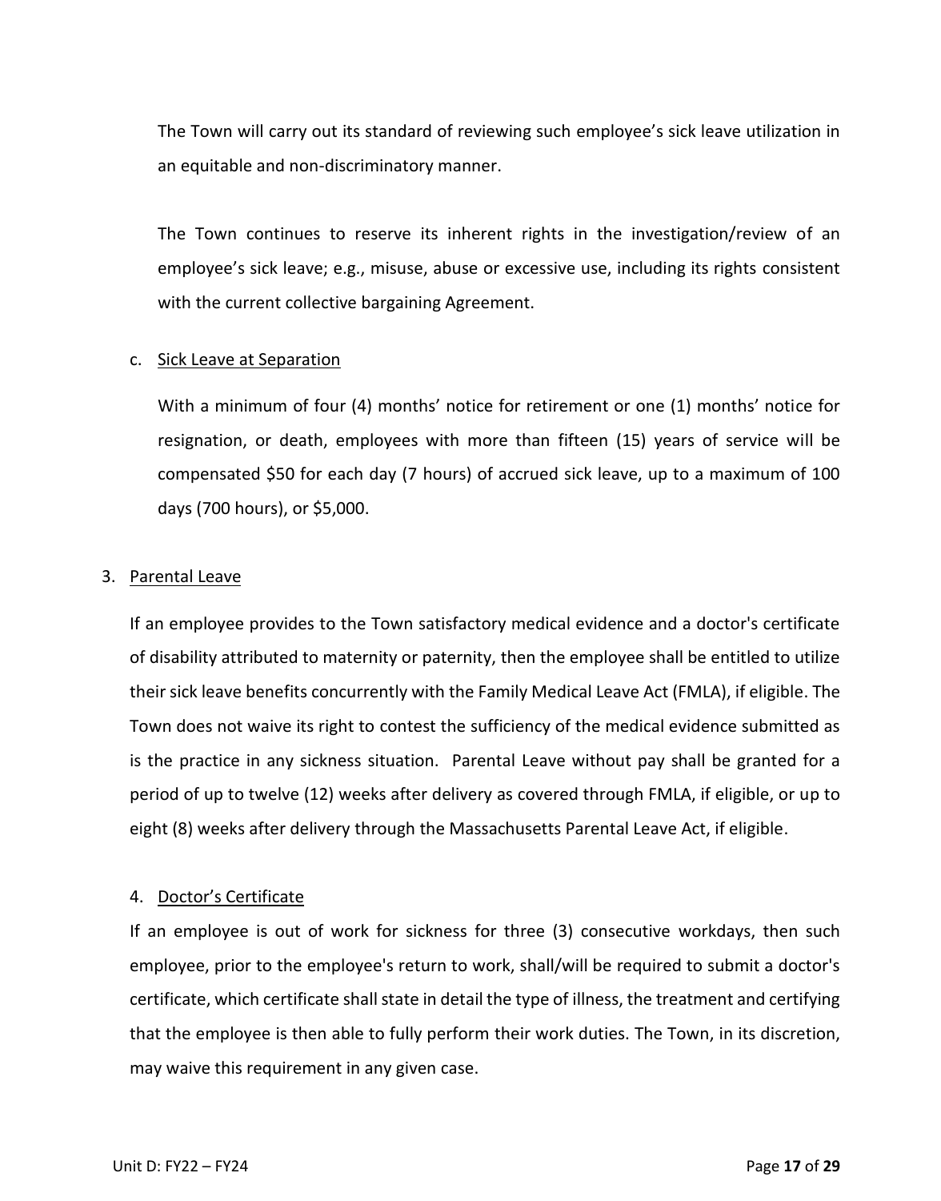The Town will carry out its standard of reviewing such employee's sick leave utilization in an equitable and non-discriminatory manner.

The Town continues to reserve its inherent rights in the investigation/review of an employee's sick leave; e.g., misuse, abuse or excessive use, including its rights consistent with the current collective bargaining Agreement.

c. Sick Leave at Separation

With a minimum of four (4) months' notice for retirement or one (1) months' notice for resignation, or death, employees with more than fifteen (15) years of service will be compensated $50 for each day (7 hours) of accrued sick leave, up to a maximum of 100 days (700 hours), or $5,000.

3. Parental Leave

If an employee provides to the Town satisfactory medical evidence and a doctor's certificate of disability attributed to maternity or paternity, then the employee shall be entitled to utilize their sick leave benefits concurrently with the Family Medical Leave Act (FMLA), if eligible. The Town does not waive its right to contest the sufficiency of the medical evidence submitted as is the practice in any sickness situation. Parental Leave without pay shall be granted for a period of up to twelve (12) weeks after delivery as covered through FMLA, if eligible, or up to eight (8) weeks after delivery through the Massachusetts Parental Leave Act, if eligible.

4. Doctor's Certificate

If an employee is out of work for sickness for three (3) consecutive workdays, then such employee, prior to the employee's return to work, shall/will be required to submit a doctor's certificate, which certificate shall state in detail the type of illness, the treatment and certifying that the employee is then able to fully perform their work duties. The Town, in its discretion, may waive this requirement in any given case.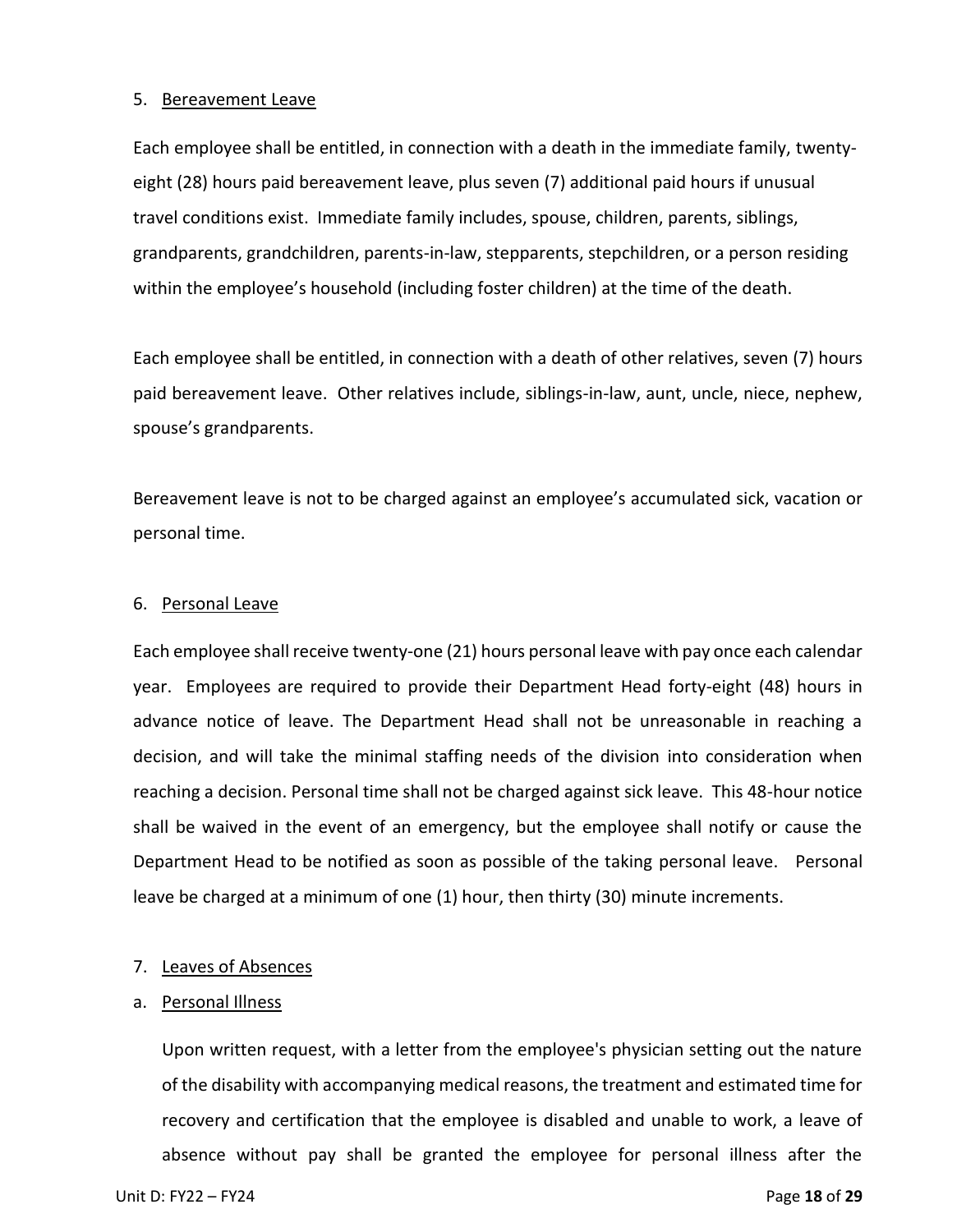5. Bereavement Leave

Each employee shall be entitled, in connection with a death in the immediate family, twenty-eight (28) hours paid bereavement leave, plus seven (7) additional paid hours if unusual travel conditions exist. Immediate family includes, spouse, children, parents, siblings, grandparents, grandchildren, parents-in-law, stepparents, stepchildren, or a person residing within the employee's household (including foster children) at the time of the death.

Each employee shall be entitled, in connection with a death of other relatives, seven (7) hours paid bereavement leave. Other relatives include, siblings-in-law, aunt, uncle, niece, nephew, spouse's grandparents.

Bereavement leave is not to be charged against an employee's accumulated sick, vacation or personal time.

6. Personal Leave

Each employee shall receive twenty-one (21) hours personal leave with pay once each calendar year. Employees are required to provide their Department Head forty-eight (48) hours in advance notice of leave. The Department Head shall not be unreasonable in reaching a decision, and will take the minimal staffing needs of the division into consideration when reaching a decision. Personal time shall not be charged against sick leave. This 48-hour notice shall be waived in the event of an emergency, but the employee shall notify or cause the Department Head to be notified as soon as possible of the taking personal leave. Personal leave be charged at a minimum of one (1) hour, then thirty (30) minute increments.

7. Leaves of Absences

a. Personal Illness

Upon written request, with a letter from the employee's physician setting out the nature of the disability with accompanying medical reasons, the treatment and estimated time for recovery and certification that the employee is disabled and unable to work, a leave of absence without pay shall be granted the employee for personal illness after the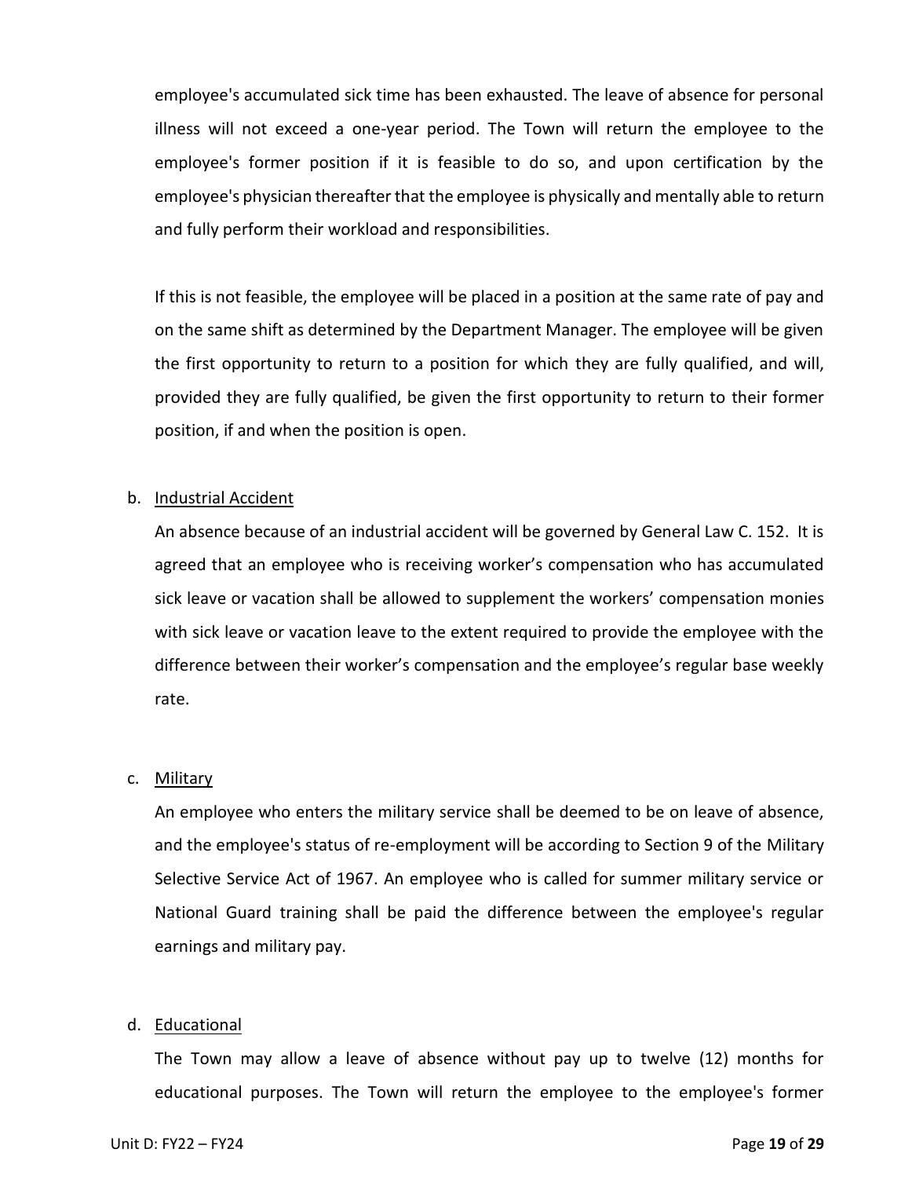employee's accumulated sick time has been exhausted. The leave of absence for personal illness will not exceed a one-year period. The Town will return the employee to the employee's former position if it is feasible to do so, and upon certification by the employee's physician thereafter that the employee is physically and mentally able to return and fully perform their workload and responsibilities.

If this is not feasible, the employee will be placed in a position at the same rate of pay and on the same shift as determined by the Department Manager. The employee will be given the first opportunity to return to a position for which they are fully qualified, and will, provided they are fully qualified, be given the first opportunity to return to their former position, if and when the position is open.

b. Industrial Accident

An absence because of an industrial accident will be governed by General Law C. 152. It is agreed that an employee who is receiving worker's compensation who has accumulated sick leave or vacation shall be allowed to supplement the workers' compensation monies with sick leave or vacation leave to the extent required to provide the employee with the difference between their worker's compensation and the employee's regular base weekly rate.

c. Military

An employee who enters the military service shall be deemed to be on leave of absence, and the employee's status of re-employment will be according to Section 9 of the Military Selective Service Act of 1967. An employee who is called for summer military service or National Guard training shall be paid the difference between the employee's regular earnings and military pay.

d. Educational

The Town may allow a leave of absence without pay up to twelve (12) months for educational purposes. The Town will return the employee to the employee's former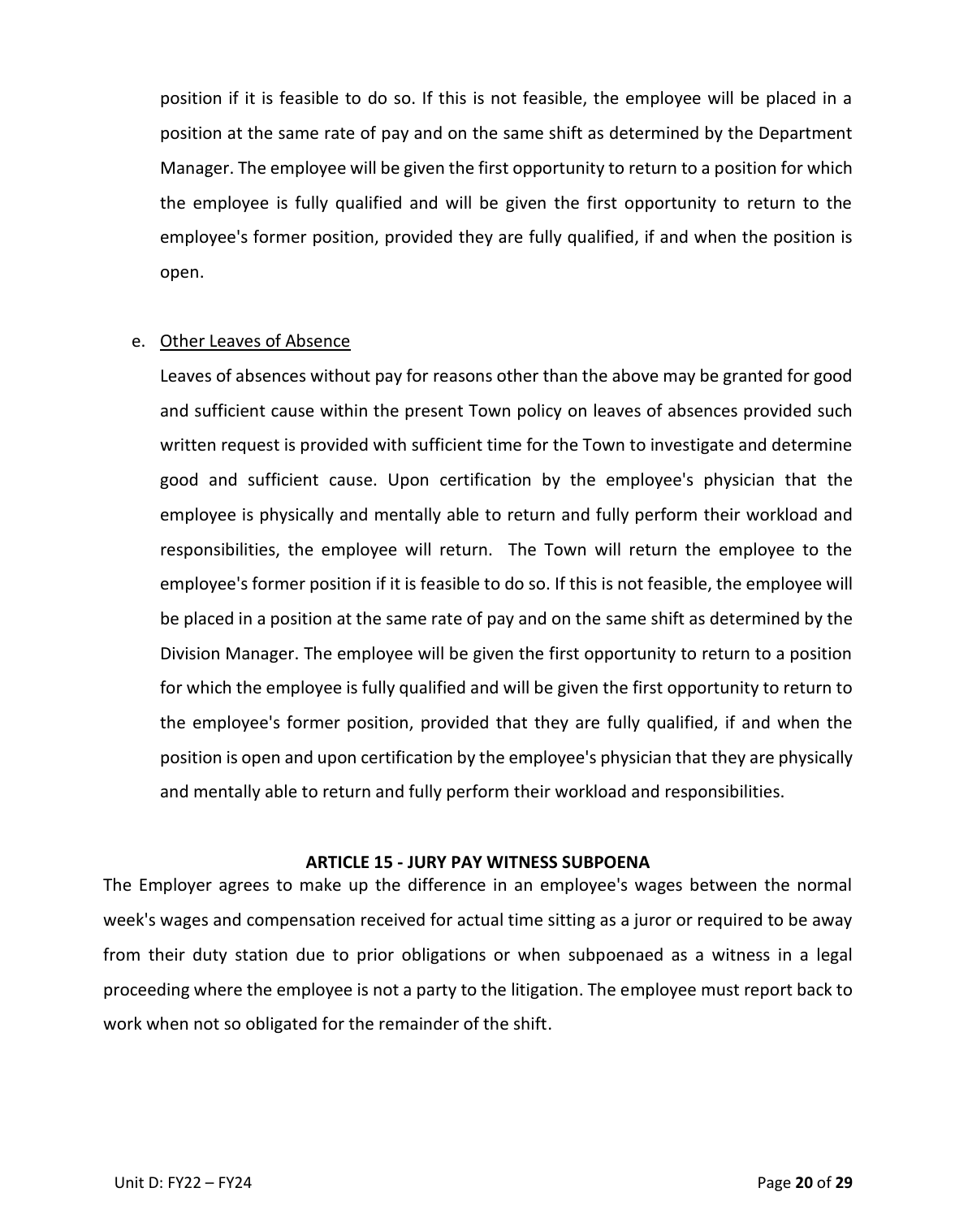position if it is feasible to do so. If this is not feasible, the employee will be placed in a position at the same rate of pay and on the same shift as determined by the Department Manager. The employee will be given the first opportunity to return to a position for which the employee is fully qualified and will be given the first opportunity to return to the employee's former position, provided they are fully qualified, if and when the position is open.

e. <u>Other Leaves of Absence</u>

   Leaves of absences without pay for reasons other than the above may be granted for good and sufficient cause within the present Town policy on leaves of absences provided such written request is provided with sufficient time for the Town to investigate and determine good and sufficient cause. Upon certification by the employee's physician that the employee is physically and mentally able to return and fully perform their workload and responsibilities, the employee will return. The Town will return the employee to the employee's former position if it is feasible to do so. If this is not feasible, the employee will be placed in a position at the same rate of pay and on the same shift as determined by the Division Manager. The employee will be given the first opportunity to return to a position for which the employee is fully qualified and will be given the first opportunity to return to the employee's former position, provided that they are fully qualified, if and when the position is open and upon certification by the employee's physician that they are physically and mentally able to return and fully perform their workload and responsibilities.

## ARTICLE 15 - JURY PAY WITNESS SUBPOENA

The Employer agrees to make up the difference in an employee's wages between the normal week's wages and compensation received for actual time sitting as a juror or required to be away from their duty station due to prior obligations or when subpoenaed as a witness in a legal proceeding where the employee is not a party to the litigation. The employee must report back to work when not so obligated for the remainder of the shift.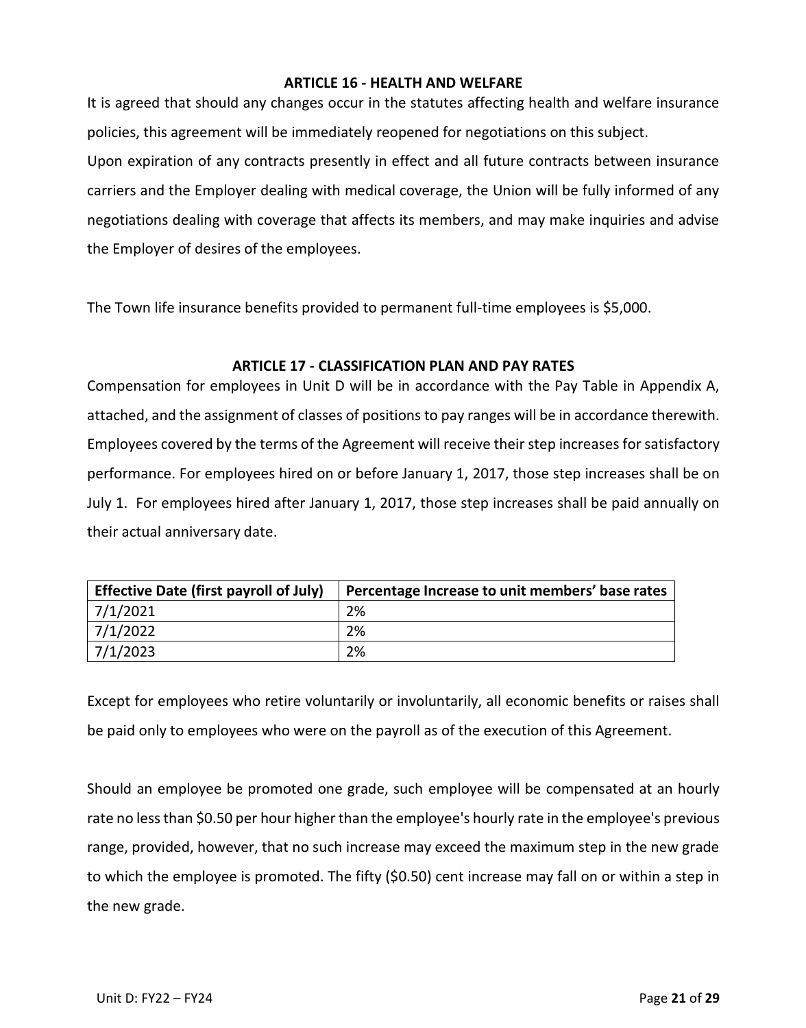## ARTICLE 16 - HEALTH AND WELFARE

It is agreed that should any changes occur in the statutes affecting health and welfare insurance policies, this agreement will be immediately reopened for negotiations on this subject.

Upon expiration of any contracts presently in effect and all future contracts between insurance carriers and the Employer dealing with medical coverage, the Union will be fully informed of any negotiations dealing with coverage that affects its members, and may make inquiries and advise the Employer of desires of the employees.

The Town life insurance benefits provided to permanent full-time employees is $5,000.

## ARTICLE 17 - CLASSIFICATION PLAN AND PAY RATES

Compensation for employees in Unit D will be in accordance with the Pay Table in Appendix A, attached, and the assignment of classes of positions to pay ranges will be in accordance therewith. Employees covered by the terms of the Agreement will receive their step increases for satisfactory performance. For employees hired on or before January 1, 2017, those step increases shall be on July 1. For employees hired after January 1, 2017, those step increases shall be paid annually on their actual anniversary date.

| Effective Date (first payroll of July) | Percentage Increase to unit members' base rates |
|---|---|
| 7/1/2021 | 2% |
| 7/1/2022 | 2% |
| 7/1/2023 | 2% |

Except for employees who retire voluntarily or involuntarily, all economic benefits or raises shall be paid only to employees who were on the payroll as of the execution of this Agreement.

Should an employee be promoted one grade, such employee will be compensated at an hourly rate no less than $0.50 per hour higher than the employee's hourly rate in the employee's previous range, provided, however, that no such increase may exceed the maximum step in the new grade to which the employee is promoted. The fifty ($0.50) cent increase may fall on or within a step in the new grade.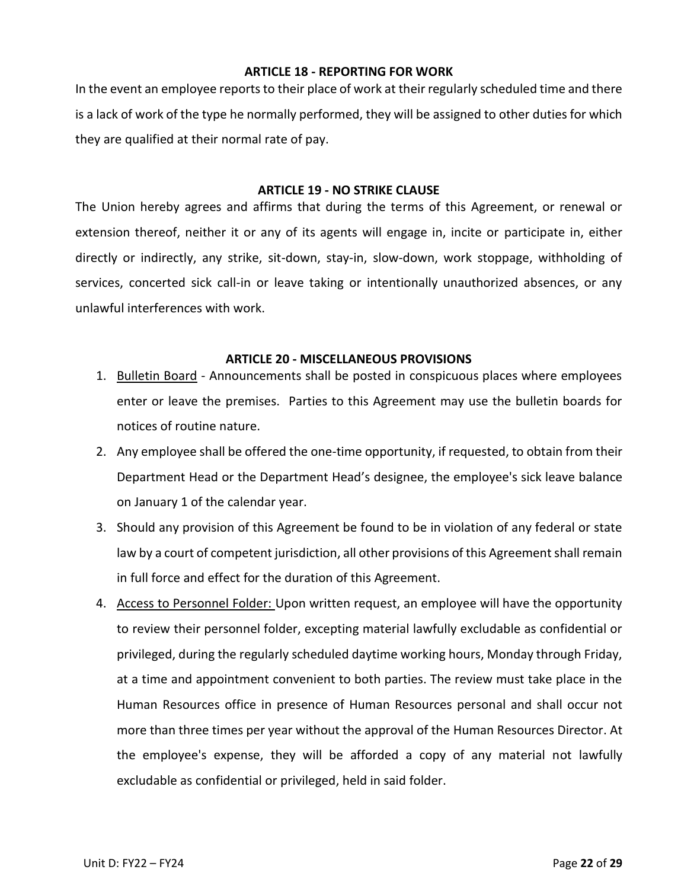## ARTICLE 18 - REPORTING FOR WORK

In the event an employee reports to their place of work at their regularly scheduled time and there is a lack of work of the type he normally performed, they will be assigned to other duties for which they are qualified at their normal rate of pay.

## ARTICLE 19 - NO STRIKE CLAUSE

The Union hereby agrees and affirms that during the terms of this Agreement, or renewal or extension thereof, neither it or any of its agents will engage in, incite or participate in, either directly or indirectly, any strike, sit-down, stay-in, slow-down, work stoppage, withholding of services, concerted sick call-in or leave taking or intentionally unauthorized absences, or any unlawful interferences with work.

## ARTICLE 20 - MISCELLANEOUS PROVISIONS

1. <u>Bulletin Board</u> - Announcements shall be posted in conspicuous places where employees enter or leave the premises. Parties to this Agreement may use the bulletin boards for notices of routine nature.
2. Any employee shall be offered the one-time opportunity, if requested, to obtain from their Department Head or the Department Head's designee, the employee's sick leave balance on January 1 of the calendar year.
3. Should any provision of this Agreement be found to be in violation of any federal or state law by a court of competent jurisdiction, all other provisions of this Agreement shall remain in full force and effect for the duration of this Agreement.
4. <u>Access to Personnel Folder:</u> Upon written request, an employee will have the opportunity to review their personnel folder, excepting material lawfully excludable as confidential or privileged, during the regularly scheduled daytime working hours, Monday through Friday, at a time and appointment convenient to both parties. The review must take place in the Human Resources office in presence of Human Resources personal and shall occur not more than three times per year without the approval of the Human Resources Director. At the employee's expense, they will be afforded a copy of any material not lawfully excludable as confidential or privileged, held in said folder.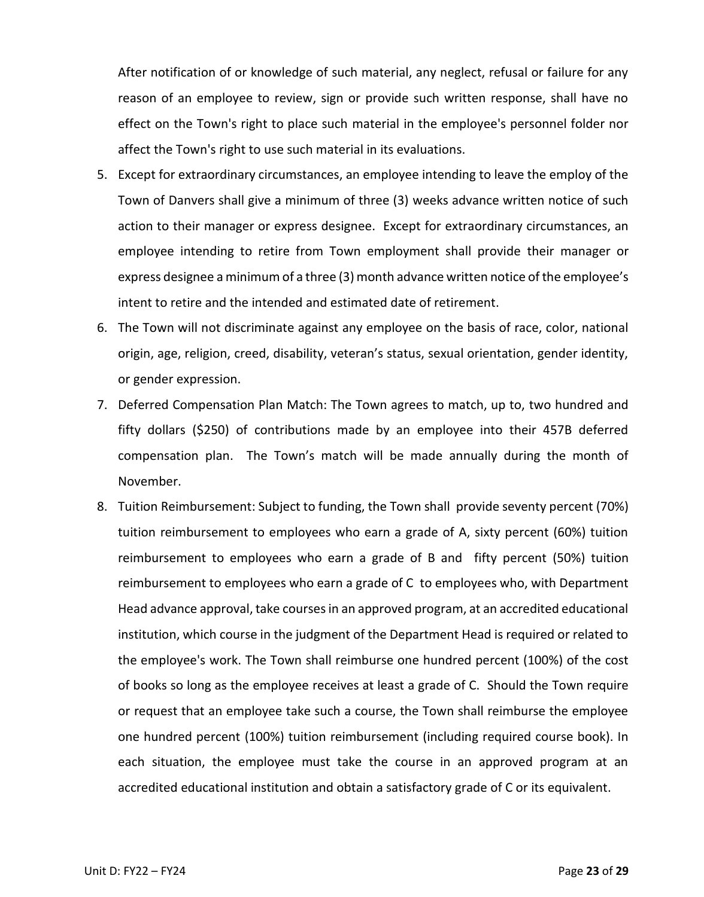After notification of or knowledge of such material, any neglect, refusal or failure for any reason of an employee to review, sign or provide such written response, shall have no effect on the Town's right to place such material in the employee's personnel folder nor affect the Town's right to use such material in its evaluations.

5. Except for extraordinary circumstances, an employee intending to leave the employ of the Town of Danvers shall give a minimum of three (3) weeks advance written notice of such action to their manager or express designee. Except for extraordinary circumstances, an employee intending to retire from Town employment shall provide their manager or express designee a minimum of a three (3) month advance written notice of the employee's intent to retire and the intended and estimated date of retirement.
6. The Town will not discriminate against any employee on the basis of race, color, national origin, age, religion, creed, disability, veteran's status, sexual orientation, gender identity, or gender expression.
7. Deferred Compensation Plan Match: The Town agrees to match, up to, two hundred and fifty dollars ($250) of contributions made by an employee into their 457B deferred compensation plan. The Town's match will be made annually during the month of November.
8. Tuition Reimbursement: Subject to funding, the Town shall provide seventy percent (70%) tuition reimbursement to employees who earn a grade of A, sixty percent (60%) tuition reimbursement to employees who earn a grade of B and fifty percent (50%) tuition reimbursement to employees who earn a grade of C to employees who, with Department Head advance approval, take courses in an approved program, at an accredited educational institution, which course in the judgment of the Department Head is required or related to the employee's work. The Town shall reimburse one hundred percent (100%) of the cost of books so long as the employee receives at least a grade of C. Should the Town require or request that an employee take such a course, the Town shall reimburse the employee one hundred percent (100%) tuition reimbursement (including required course book). In each situation, the employee must take the course in an approved program at an accredited educational institution and obtain a satisfactory grade of C or its equivalent.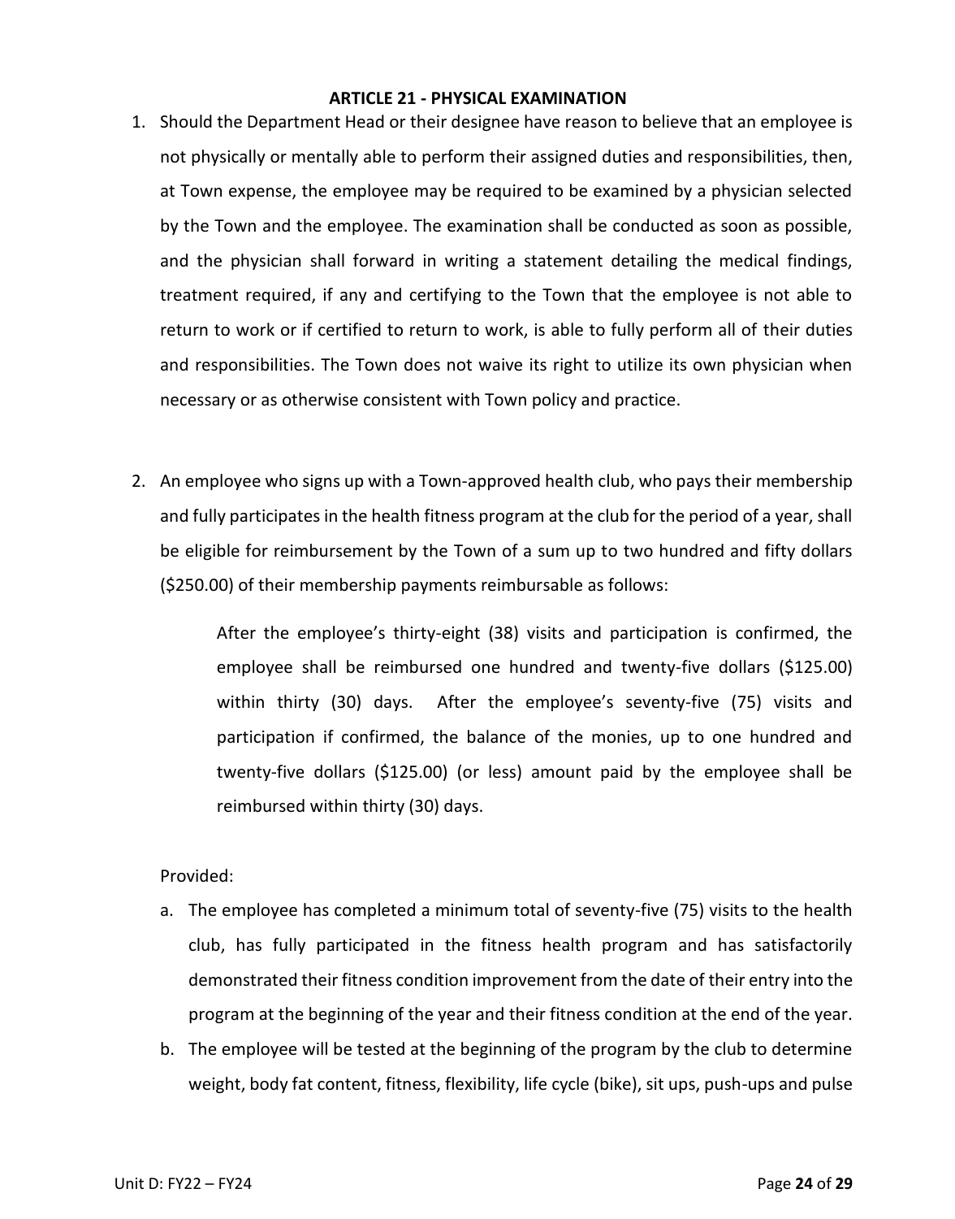## ARTICLE 21 - PHYSICAL EXAMINATION

1. Should the Department Head or their designee have reason to believe that an employee is not physically or mentally able to perform their assigned duties and responsibilities, then, at Town expense, the employee may be required to be examined by a physician selected by the Town and the employee. The examination shall be conducted as soon as possible, and the physician shall forward in writing a statement detailing the medical findings, treatment required, if any and certifying to the Town that the employee is not able to return to work or if certified to return to work, is able to fully perform all of their duties and responsibilities. The Town does not waive its right to utilize its own physician when necessary or as otherwise consistent with Town policy and practice.

2. An employee who signs up with a Town-approved health club, who pays their membership and fully participates in the health fitness program at the club for the period of a year, shall be eligible for reimbursement by the Town of a sum up to two hundred and fifty dollars ($250.00) of their membership payments reimbursable as follows:

   > After the employee's thirty-eight (38) visits and participation is confirmed, the employee shall be reimbursed one hundred and twenty-five dollars ($125.00) within thirty (30) days. After the employee's seventy-five (75) visits and participation if confirmed, the balance of the monies, up to one hundred and twenty-five dollars ($125.00) (or less) amount paid by the employee shall be reimbursed within thirty (30) days.

   Provided:

   a. The employee has completed a minimum total of seventy-five (75) visits to the health club, has fully participated in the fitness health program and has satisfactorily demonstrated their fitness condition improvement from the date of their entry into the program at the beginning of the year and their fitness condition at the end of the year.

   b. The employee will be tested at the beginning of the program by the club to determine weight, body fat content, fitness, flexibility, life cycle (bike), sit ups, push-ups and pulse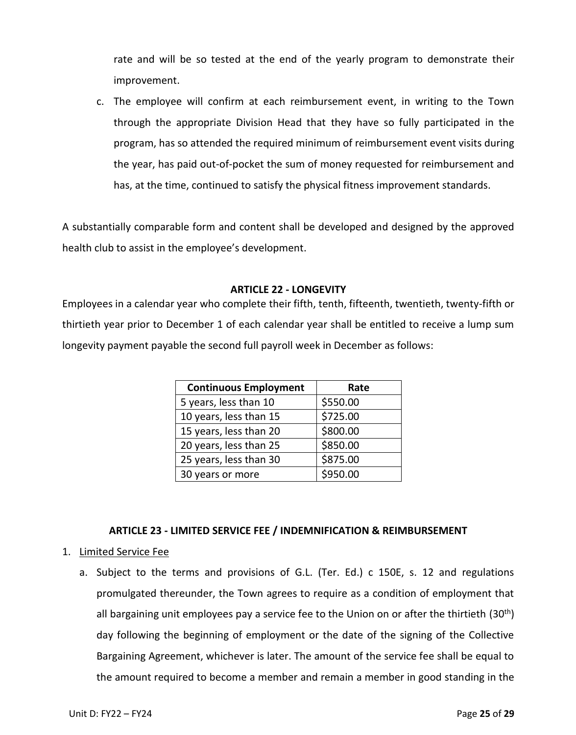rate and will be so tested at the end of the yearly program to demonstrate their improvement.

c. The employee will confirm at each reimbursement event, in writing to the Town through the appropriate Division Head that they have so fully participated in the program, has so attended the required minimum of reimbursement event visits during the year, has paid out-of-pocket the sum of money requested for reimbursement and has, at the time, continued to satisfy the physical fitness improvement standards.

A substantially comparable form and content shall be developed and designed by the approved health club to assist in the employee's development.

## ARTICLE 22 - LONGEVITY

Employees in a calendar year who complete their fifth, tenth, fifteenth, twentieth, twenty-fifth or thirtieth year prior to December 1 of each calendar year shall be entitled to receive a lump sum longevity payment payable the second full payroll week in December as follows:

| Continuous Employment | Rate |
|---|---|
| 5 years, less than 10 | $550.00 |
| 10 years, less than 15 | $725.00 |
| 15 years, less than 20 | $800.00 |
| 20 years, less than 25 | $850.00 |
| 25 years, less than 30 | $875.00 |
| 30 years or more | $950.00 |

## ARTICLE 23 - LIMITED SERVICE FEE / INDEMNIFICATION & REIMBURSEMENT

1. Limited Service Fee

   a. Subject to the terms and provisions of G.L. (Ter. Ed.) c 150E, s. 12 and regulations promulgated thereunder, the Town agrees to require as a condition of employment that all bargaining unit employees pay a service fee to the Union on or after the thirtieth (30th) day following the beginning of employment or the date of the signing of the Collective Bargaining Agreement, whichever is later. The amount of the service fee shall be equal to the amount required to become a member and remain a member in good standing in the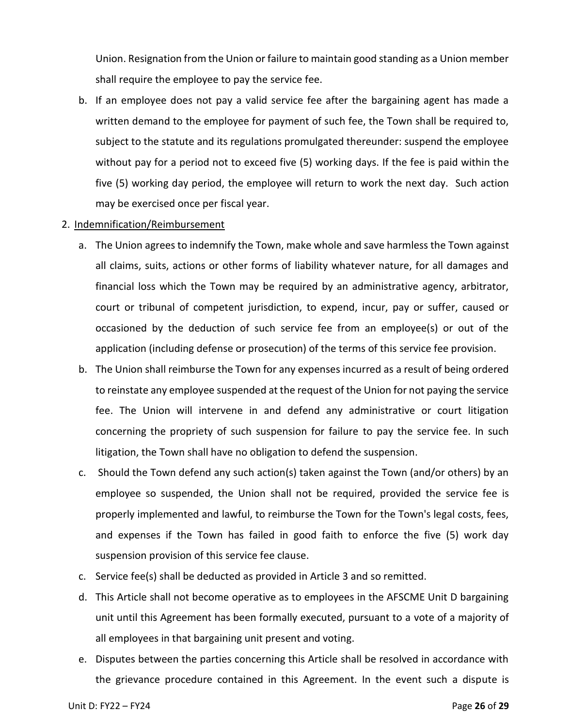Union. Resignation from the Union or failure to maintain good standing as a Union member shall require the employee to pay the service fee.

b. If an employee does not pay a valid service fee after the bargaining agent has made a written demand to the employee for payment of such fee, the Town shall be required to, subject to the statute and its regulations promulgated thereunder: suspend the employee without pay for a period not to exceed five (5) working days. If the fee is paid within the five (5) working day period, the employee will return to work the next day. Such action may be exercised once per fiscal year.

2. <u>Indemnification/Reimbursement</u>

   a. The Union agrees to indemnify the Town, make whole and save harmless the Town against all claims, suits, actions or other forms of liability whatever nature, for all damages and financial loss which the Town may be required by an administrative agency, arbitrator, court or tribunal of competent jurisdiction, to expend, incur, pay or suffer, caused or occasioned by the deduction of such service fee from an employee(s) or out of the application (including defense or prosecution) of the terms of this service fee provision.

   b. The Union shall reimburse the Town for any expenses incurred as a result of being ordered to reinstate any employee suspended at the request of the Union for not paying the service fee. The Union will intervene in and defend any administrative or court litigation concerning the propriety of such suspension for failure to pay the service fee. In such litigation, the Town shall have no obligation to defend the suspension.

   c. Should the Town defend any such action(s) taken against the Town (and/or others) by an employee so suspended, the Union shall not be required, provided the service fee is properly implemented and lawful, to reimburse the Town for the Town's legal costs, fees, and expenses if the Town has failed in good faith to enforce the five (5) work day suspension provision of this service fee clause.

   c. Service fee(s) shall be deducted as provided in Article 3 and so remitted.

   d. This Article shall not become operative as to employees in the AFSCME Unit D bargaining unit until this Agreement has been formally executed, pursuant to a vote of a majority of all employees in that bargaining unit present and voting.

   e. Disputes between the parties concerning this Article shall be resolved in accordance with the grievance procedure contained in this Agreement. In the event such a dispute is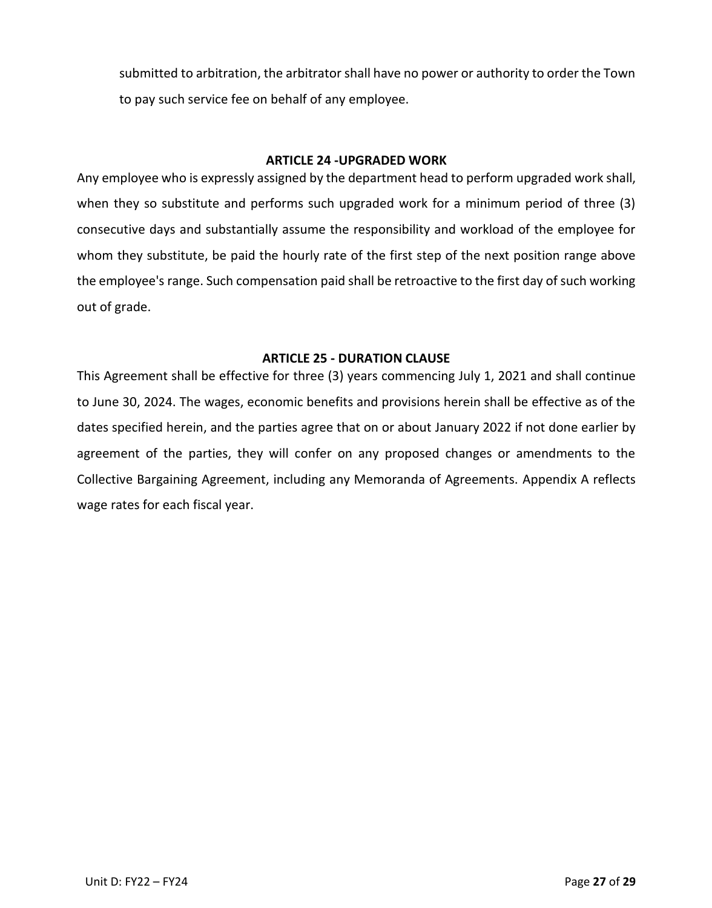submitted to arbitration, the arbitrator shall have no power or authority to order the Town to pay such service fee on behalf of any employee.

## ARTICLE 24 -UPGRADED WORK

Any employee who is expressly assigned by the department head to perform upgraded work shall, when they so substitute and performs such upgraded work for a minimum period of three (3) consecutive days and substantially assume the responsibility and workload of the employee for whom they substitute, be paid the hourly rate of the first step of the next position range above the employee's range. Such compensation paid shall be retroactive to the first day of such working out of grade.

## ARTICLE 25 - DURATION CLAUSE

This Agreement shall be effective for three (3) years commencing July 1, 2021 and shall continue to June 30, 2024. The wages, economic benefits and provisions herein shall be effective as of the dates specified herein, and the parties agree that on or about January 2022 if not done earlier by agreement of the parties, they will confer on any proposed changes or amendments to the Collective Bargaining Agreement, including any Memoranda of Agreements. Appendix A reflects wage rates for each fiscal year.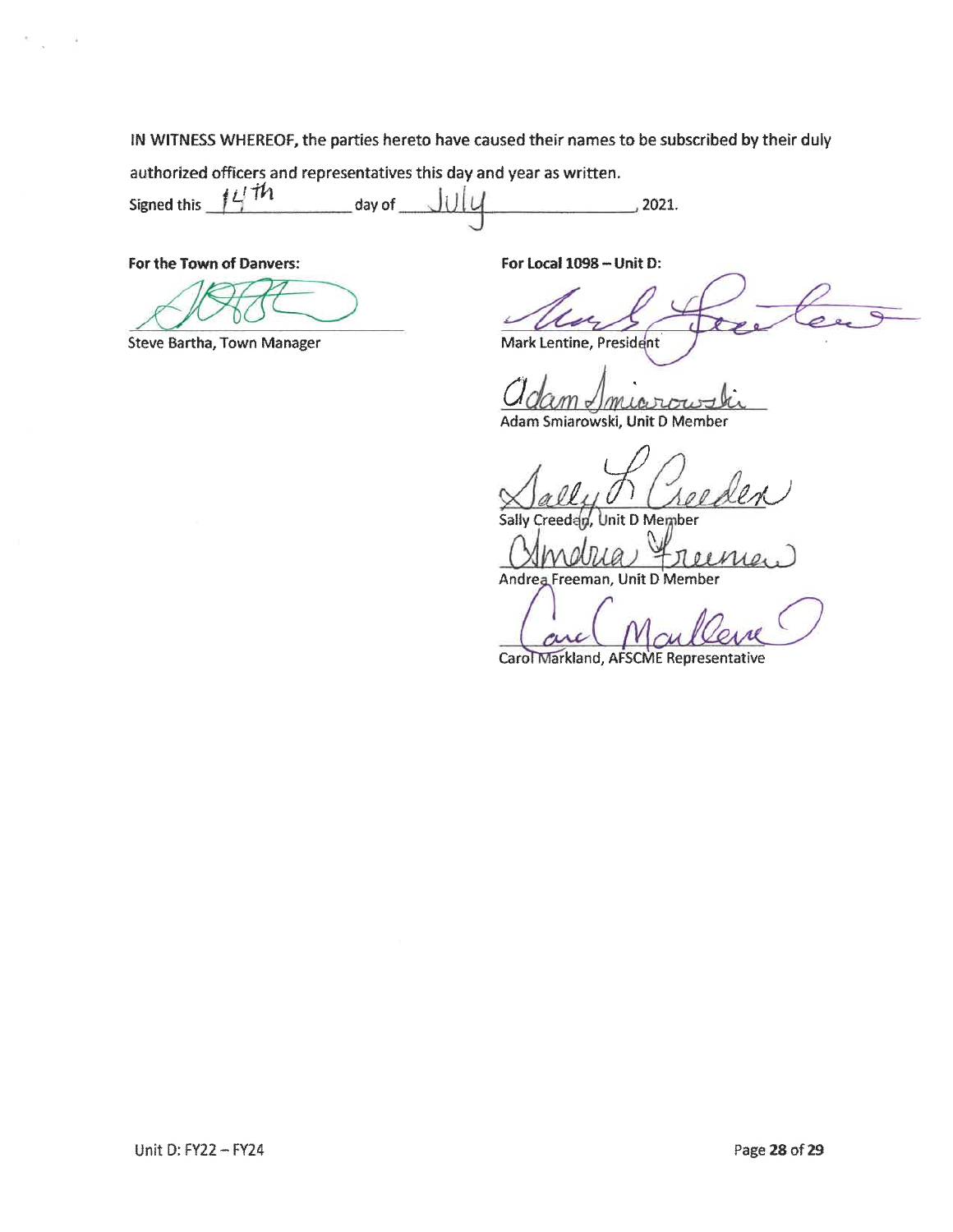IN WITNESS WHEREOF, the parties hereto have caused their names to be subscribed by their duly authorized officers and representatives this day and year as written.

Signed this 14th day of July, 2021.

**For the Town of Danvers:**

Steve Bartha, Town Manager

**For Local 1098 – Unit D:**

Mark Lentine, President

Adam Smiarowski, Unit D Member

Sally Creeden, Unit D Member

Andrea Freeman, Unit D Member

Carol Markland, AFSCME Representative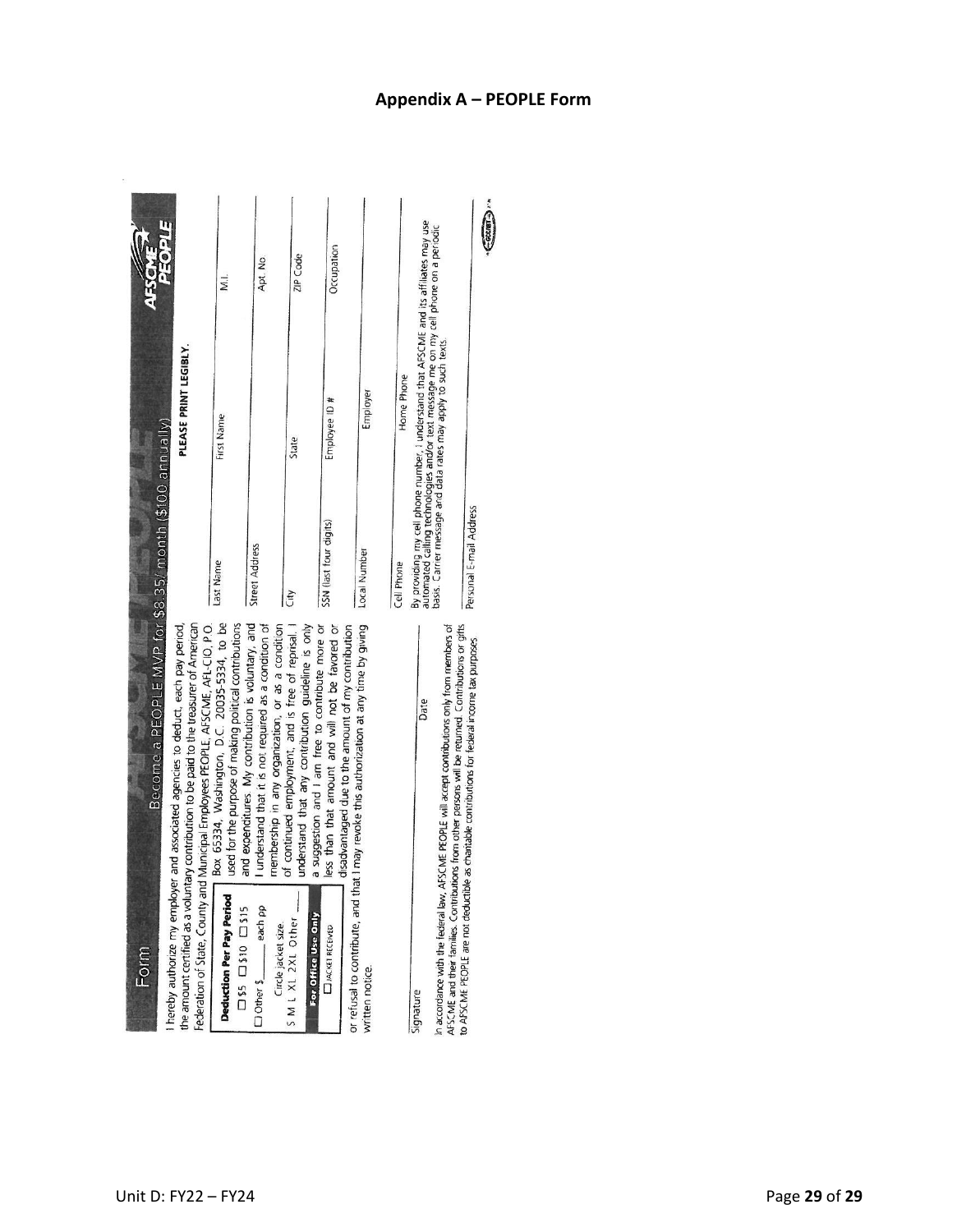## Appendix A – PEOPLE Form

Form

AFSCME PEOPLE

Become a PEOPLE MVP for $8.35/month ($100 annually)

I hereby authorize my employer and associated agencies to deduct, each pay period, the amount certified as a voluntary contribution to be paid to the treasurer of American Federation of State, County and Municipal Employees PEOPLE, AFSCME, AFL-CIO, P.O. Box 65334, Washington, D.C. 20035-5334, to be used for the purpose of making political contributions and expenditures. My contribution is voluntary, and I understand that it is not required as a condition of membership in any organization, or as a condition of continued employment, and is free of reprisal. I understand that any contribution guideline is only a suggestion and I am free to contribute more or less than that amount and will not be favored or disadvantaged due to the amount of my contribution or refusal to contribute, and that I may revoke this authorization at any time by giving written notice.

**Deduction Per Pay Period**

☐ $5 ☐ $10 ☐ $15

☐ Other $_____ each pp

Circle jacket size

S M L XL 2XL Other _____

**For Office Use Only**

☐ JACKET RECEIVED

Signature _______________ Date _______________

In accordance with the federal law, AFSCME PEOPLE will accept contributions only from members of AFSCME and their families. Contributions from other persons will be returned. Contributions or gifts to AFSCME PEOPLE are not deductible as charitable contributions for federal income tax purposes.

PLEASE PRINT LEGIBLY.

Last Name _______ First Name _______ M.I. _______

Street Address _______ Apt. No. _______

City _______ State _______ ZIP Code _______

SSN (last four digits) _______ Employee ID # _______ Occupation _______

Local Number _______ Employer _______

Cell Phone _______ Home Phone _______

By providing my cell phone number, I understand that AFSCME and its affiliates may use automated calling technologies and/or text message me on my cell phone on a periodic basis. Carrier message and data rates may apply to such texts.

Personal E-mail Address _______